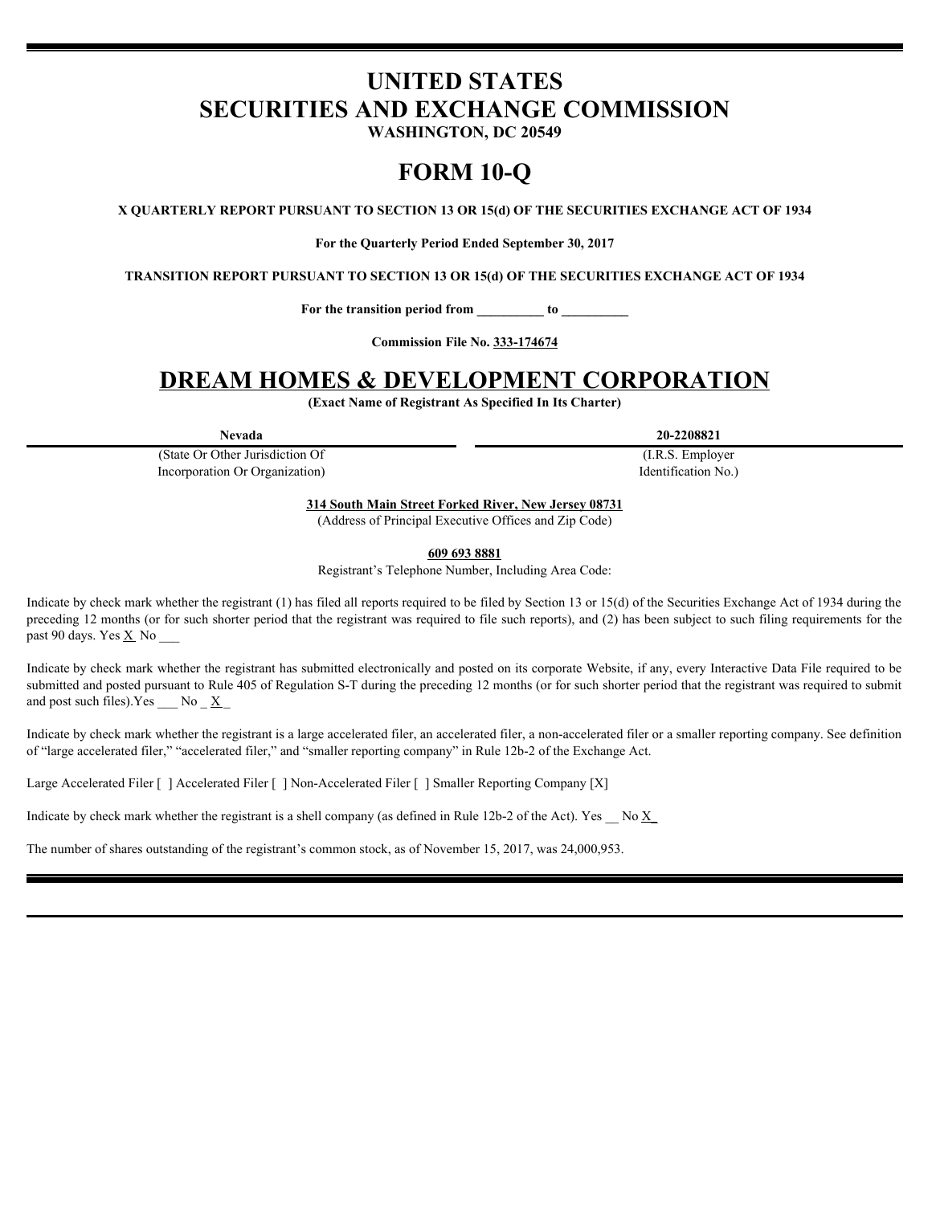# UNITED STATES
# SECURITIES AND EXCHANGE COMMISSION

**WASHINGTON, DC 20549**

# FORM 10-Q

**X QUARTERLY REPORT PURSUANT TO SECTION 13 OR 15(d) OF THE SECURITIES EXCHANGE ACT OF 1934**

**For the Quarterly Period Ended September 30, 2017**

**TRANSITION REPORT PURSUANT TO SECTION 13 OR 15(d) OF THE SECURITIES EXCHANGE ACT OF 1934**

**For the transition period from __________ to __________**

**Commission File No. 333-174674**

# DREAM HOMES & DEVELOPMENT CORPORATION

**(Exact Name of Registrant As Specified In Its Charter)**

| | |
|---|---|
| **Nevada** | **20-2208821** |
| (State Or Other Jurisdiction Of Incorporation Or Organization) | (I.R.S. Employer Identification No.) |

**314 South Main Street Forked River, New Jersey 08731**
(Address of Principal Executive Offices and Zip Code)

**609 693 8881**
Registrant's Telephone Number, Including Area Code:

Indicate by check mark whether the registrant (1) has filed all reports required to be filed by Section 13 or 15(d) of the Securities Exchange Act of 1934 during the preceding 12 months (or for such shorter period that the registrant was required to file such reports), and (2) has been subject to such filing requirements for the past 90 days. Yes X No ___

Indicate by check mark whether the registrant has submitted electronically and posted on its corporate Website, if any, every Interactive Data File required to be submitted and posted pursuant to Rule 405 of Regulation S-T during the preceding 12 months (or for such shorter period that the registrant was required to submit and post such files).Yes ___ No _ X _

Indicate by check mark whether the registrant is a large accelerated filer, an accelerated filer, a non-accelerated filer or a smaller reporting company. See definition of "large accelerated filer," "accelerated filer," and "smaller reporting company" in Rule 12b-2 of the Exchange Act.

Large Accelerated Filer [ ] Accelerated Filer [ ] Non-Accelerated Filer [ ] Smaller Reporting Company [X]

Indicate by check mark whether the registrant is a shell company (as defined in Rule 12b-2 of the Act). Yes __ No X

The number of shares outstanding of the registrant's common stock, as of November 15, 2017, was 24,000,953.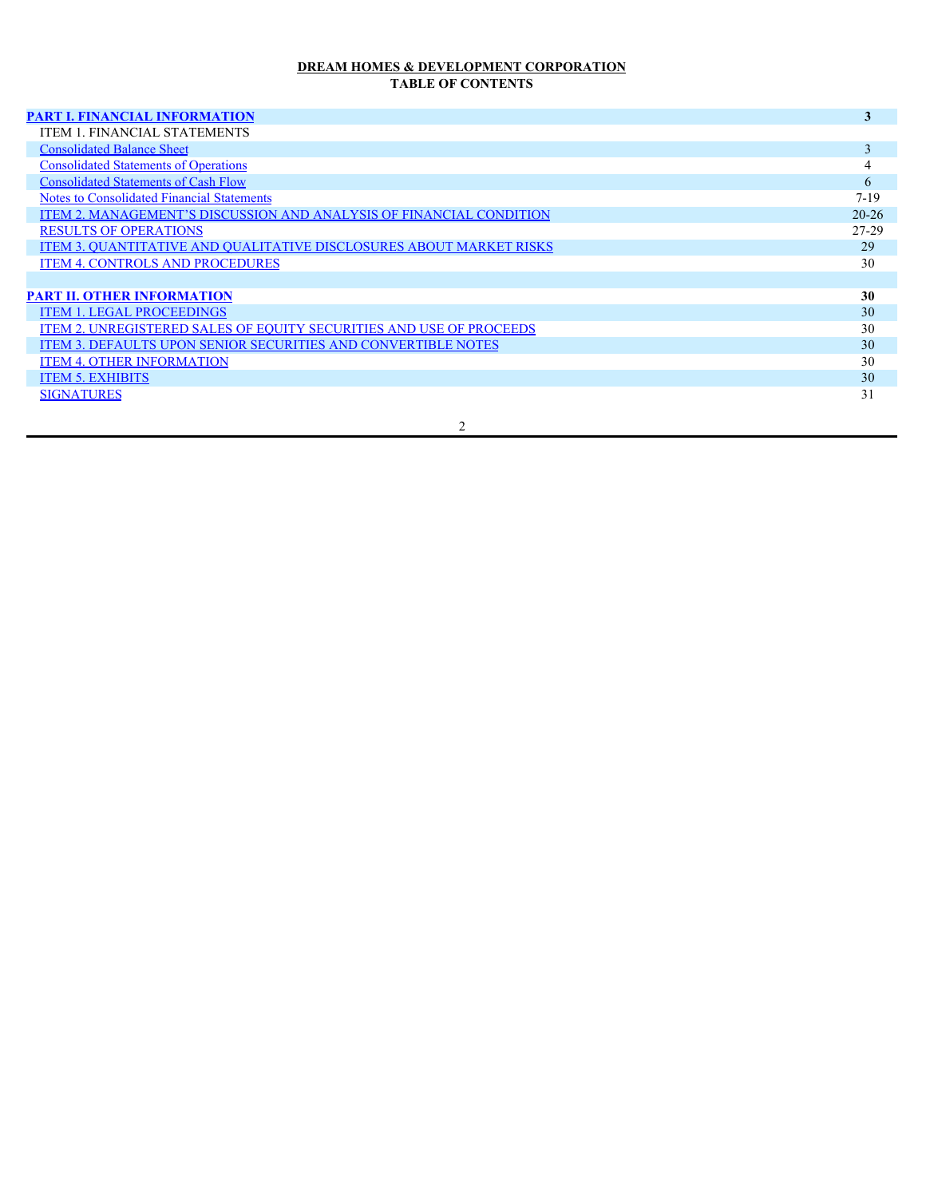**DREAM HOMES & DEVELOPMENT CORPORATION**

**TABLE OF CONTENTS**

| | |
|---|---|
| **PART I. FINANCIAL INFORMATION** | **3** |
| ITEM 1. FINANCIAL STATEMENTS | |
| Consolidated Balance Sheet | 3 |
| Consolidated Statements of Operations | 4 |
| Consolidated Statements of Cash Flow | 6 |
| Notes to Consolidated Financial Statements | 7-19 |
| ITEM 2. MANAGEMENT'S DISCUSSION AND ANALYSIS OF FINANCIAL CONDITION | 20-26 |
| RESULTS OF OPERATIONS | 27-29 |
| ITEM 3. QUANTITATIVE AND QUALITATIVE DISCLOSURES ABOUT MARKET RISKS | 29 |
| ITEM 4. CONTROLS AND PROCEDURES | 30 |
| | |
| **PART II. OTHER INFORMATION** | **30** |
| ITEM 1. LEGAL PROCEEDINGS | 30 |
| ITEM 2. UNREGISTERED SALES OF EQUITY SECURITIES AND USE OF PROCEEDS | 30 |
| ITEM 3. DEFAULTS UPON SENIOR SECURITIES AND CONVERTIBLE NOTES | 30 |
| ITEM 4. OTHER INFORMATION | 30 |
| ITEM 5. EXHIBITS | 30 |
| SIGNATURES | 31 |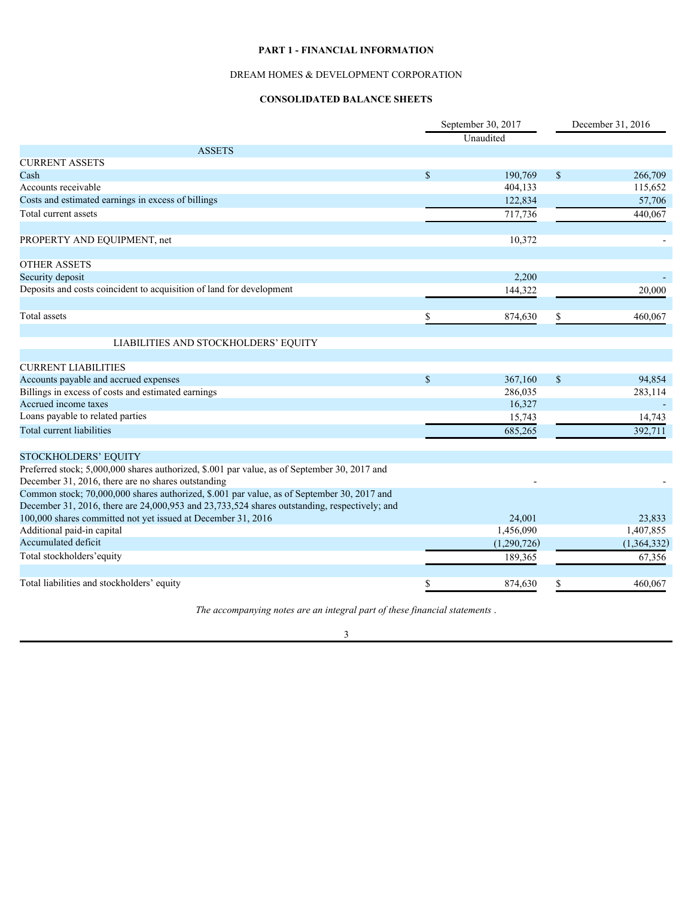**PART 1 - FINANCIAL INFORMATION**

DREAM HOMES & DEVELOPMENT CORPORATION

**CONSOLIDATED BALANCE SHEETS**

| | September 30, 2017 Unaudited | December 31, 2016 |
|---|---|---|
| ASSETS | | |
| CURRENT ASSETS | | |
| Cash | $ 190,769 | $ 266,709 |
| Accounts receivable | 404,133 | 115,652 |
| Costs and estimated earnings in excess of billings | 122,834 | 57,706 |
| Total current assets | 717,736 | 440,067 |
| | | |
| PROPERTY AND EQUIPMENT, net | 10,372 | - |
| | | |
| OTHER ASSETS | | |
| Security deposit | 2,200 | - |
| Deposits and costs coincident to acquisition of land for development | 144,322 | 20,000 |
| | | |
| Total assets | $ 874,630 | $ 460,067 |
| | | |
| LIABILITIES AND STOCKHOLDERS' EQUITY | | |
| | | |
| CURRENT LIABILITIES | | |
| Accounts payable and accrued expenses | $ 367,160 | $ 94,854 |
| Billings in excess of costs and estimated earnings | 286,035 | 283,114 |
| Accrued income taxes | 16,327 | - |
| Loans payable to related parties | 15,743 | 14,743 |
| Total current liabilities | 685,265 | 392,711 |
| | | |
| STOCKHOLDERS' EQUITY | | |
| Preferred stock; 5,000,000 shares authorized, $.001 par value, as of September 30, 2017 and December 31, 2016, there are no shares outstanding | - | - |
| Common stock; 70,000,000 shares authorized, $.001 par value, as of September 30, 2017 and December 31, 2016, there are 24,000,953 and 23,733,524 shares outstanding, respectively; and 100,000 shares committed not yet issued at December 31, 2016 | 24,001 | 23,833 |
| Additional paid-in capital | 1,456,090 | 1,407,855 |
| Accumulated deficit | (1,290,726) | (1,364,332) |
| Total stockholders'equity | 189,365 | 67,356 |
| | | |
| Total liabilities and stockholders' equity | $ 874,630 | $ 460,067 |

*The accompanying notes are an integral part of these financial statements .*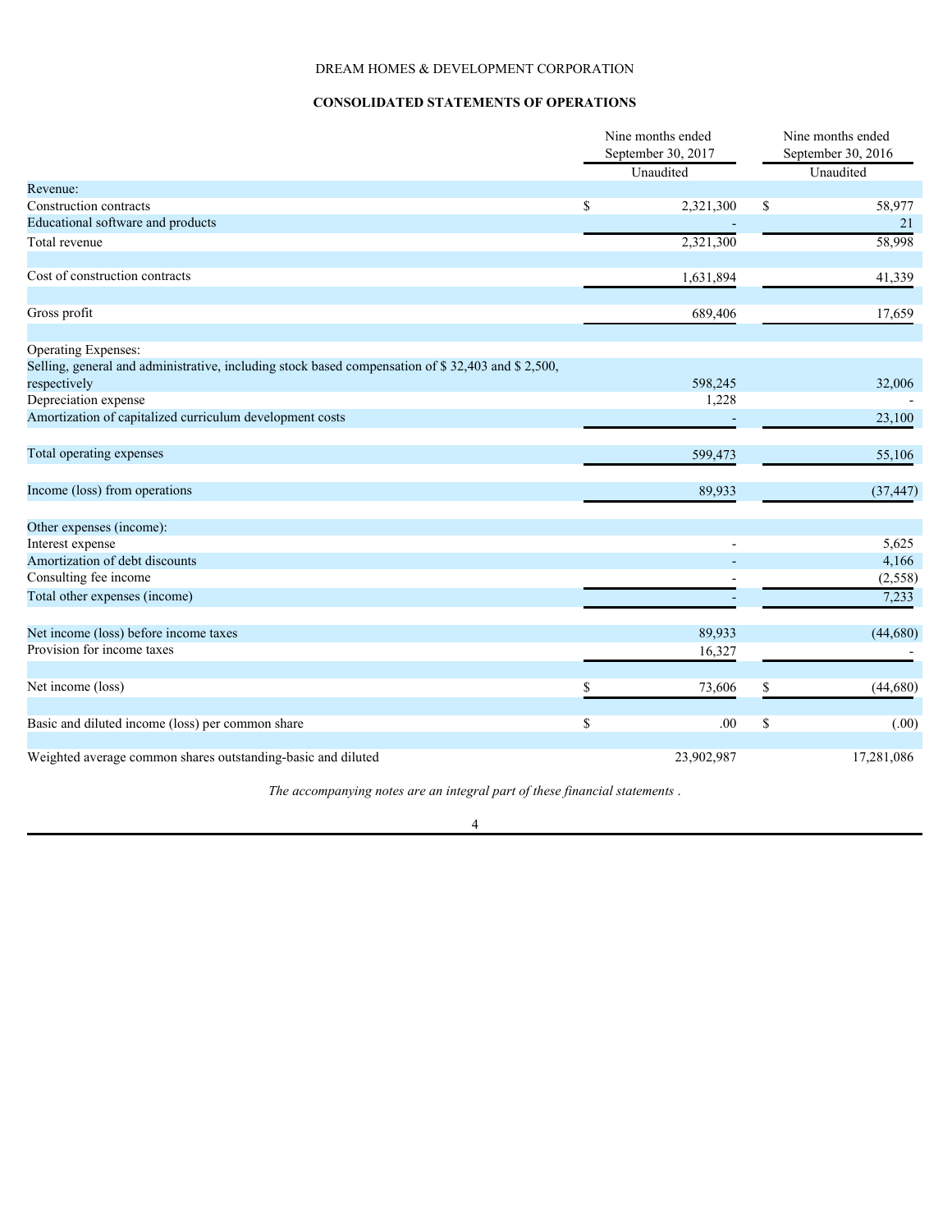DREAM HOMES & DEVELOPMENT CORPORATION

**CONSOLIDATED STATEMENTS OF OPERATIONS**

| | Nine months ended September 30, 2017 | Nine months ended September 30, 2016 |
|---|---|---|
| | Unaudited | Unaudited |
| Revenue: | | |
| Construction contracts | $ 2,321,300 | $ 58,977 |
| Educational software and products | - | 21 |
| Total revenue | 2,321,300 | 58,998 |
| | | |
| Cost of construction contracts | 1,631,894 | 41,339 |
| | | |
| Gross profit | 689,406 | 17,659 |
| | | |
| Operating Expenses: | | |
| Selling, general and administrative, including stock based compensation of $ 32,403 and $ 2,500, respectively | 598,245 | 32,006 |
| Depreciation expense | 1,228 | - |
| Amortization of capitalized curriculum development costs | - | 23,100 |
| | | |
| Total operating expenses | 599,473 | 55,106 |
| | | |
| Income (loss) from operations | 89,933 | (37,447) |
| | | |
| Other expenses (income): | | |
| Interest expense | - | 5,625 |
| Amortization of debt discounts | - | 4,166 |
| Consulting fee income | - | (2,558) |
| Total other expenses (income) | - | 7,233 |
| | | |
| Net income (loss) before income taxes | 89,933 | (44,680) |
| Provision for income taxes | 16,327 | - |
| | | |
| Net income (loss) | $ 73,606 | $ (44,680) |
| | | |
| Basic and diluted income (loss) per common share | $ .00 | $ (.00) |
| | | |
| Weighted average common shares outstanding-basic and diluted | 23,902,987 | 17,281,086 |

*The accompanying notes are an integral part of these financial statements .*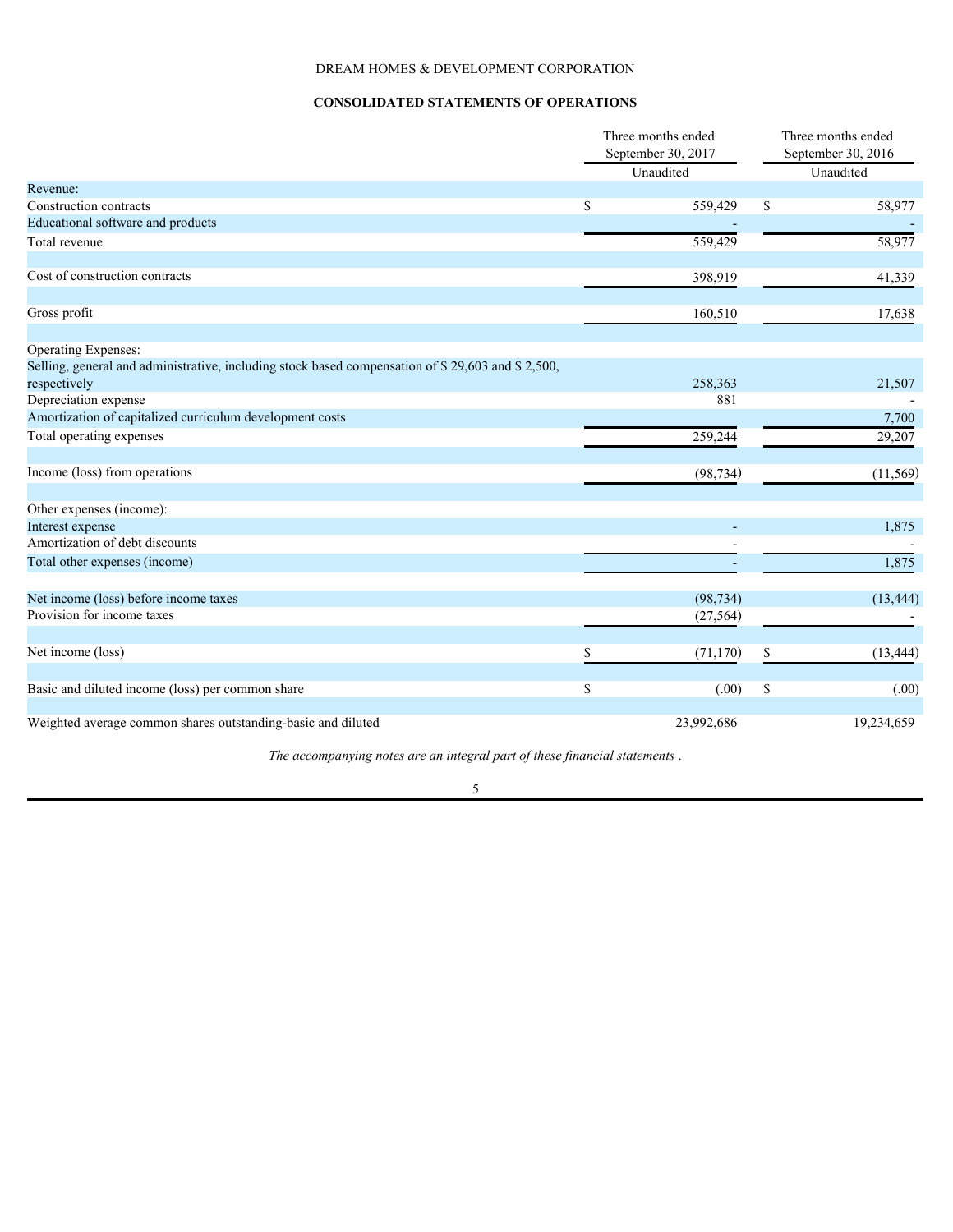DREAM HOMES & DEVELOPMENT CORPORATION

## CONSOLIDATED STATEMENTS OF OPERATIONS

| | Three months ended September 30, 2017 | Three months ended September 30, 2016 |
|---|---|---|
| | Unaudited | Unaudited |
| Revenue: | | |
| Construction contracts | $ 559,429 | $ 58,977 |
| Educational software and products | - | - |
| Total revenue | 559,429 | 58,977 |
| | | |
| Cost of construction contracts | 398,919 | 41,339 |
| | | |
| Gross profit | 160,510 | 17,638 |
| | | |
| Operating Expenses: | | |
| Selling, general and administrative, including stock based compensation of $ 29,603 and $ 2,500, respectively | 258,363 | 21,507 |
| Depreciation expense | 881 | - |
| Amortization of capitalized curriculum development costs | | 7,700 |
| Total operating expenses | 259,244 | 29,207 |
| | | |
| Income (loss) from operations | (98,734) | (11,569) |
| | | |
| Other expenses (income): | | |
| Interest expense | - | 1,875 |
| Amortization of debt discounts | - | - |
| Total other expenses (income) | - | 1,875 |
| | | |
| Net income (loss) before income taxes | (98,734) | (13,444) |
| Provision for income taxes | (27,564) | - |
| | | |
| Net income (loss) | $ (71,170) | $ (13,444) |
| | | |
| Basic and diluted income (loss) per common share | $ (.00) | $ (.00) |
| | | |
| Weighted average common shares outstanding-basic and diluted | 23,992,686 | 19,234,659 |

*The accompanying notes are an integral part of these financial statements .*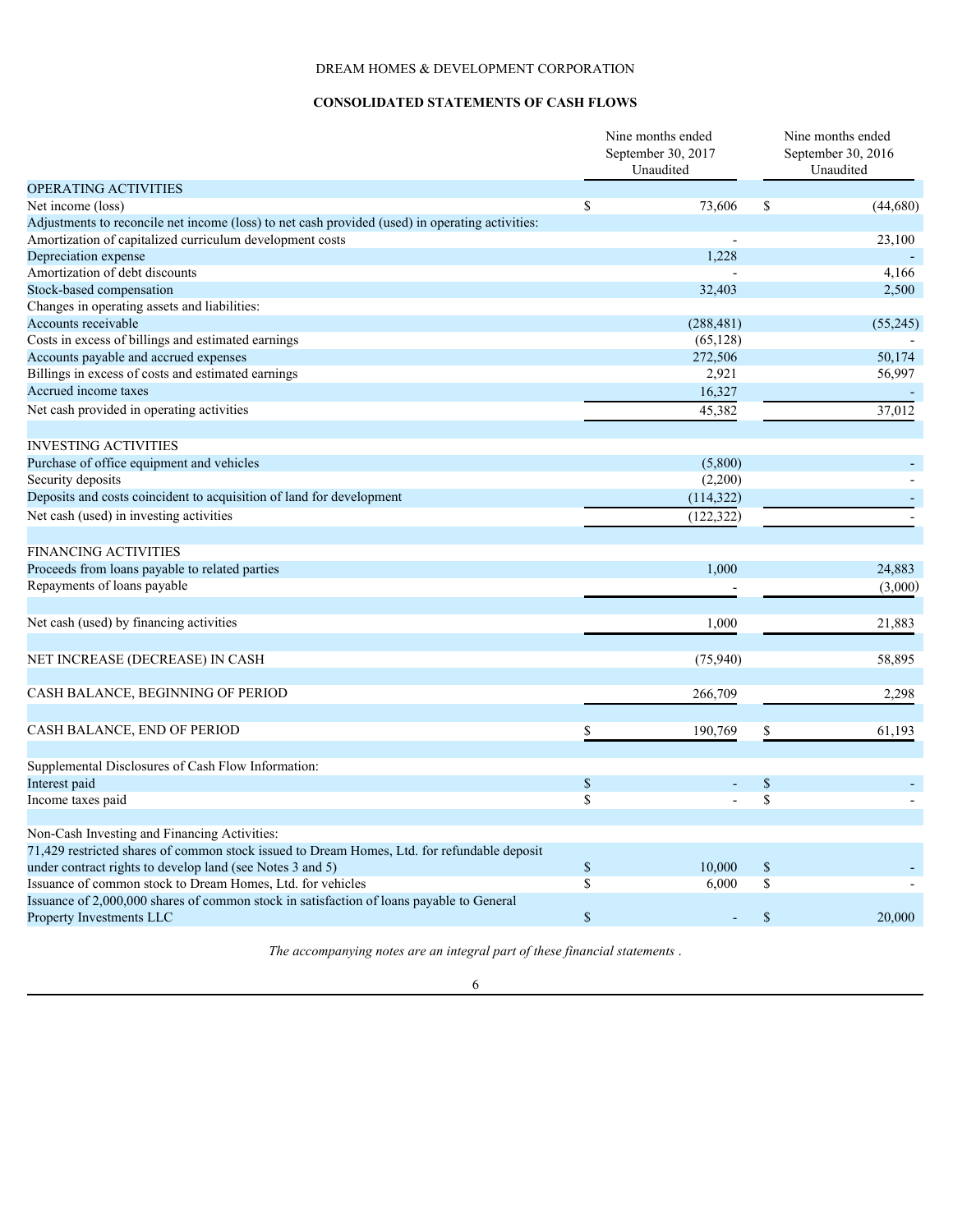DREAM HOMES & DEVELOPMENT CORPORATION

## CONSOLIDATED STATEMENTS OF CASH FLOWS

| | Nine months ended September 30, 2017 Unaudited | Nine months ended September 30, 2016 Unaudited |
|---|---|---|
| OPERATING ACTIVITIES | | |
| Net income (loss) | $ 73,606 | $ (44,680) |
| Adjustments to reconcile net income (loss) to net cash provided (used) in operating activities: | | |
| Amortization of capitalized curriculum development costs | - | 23,100 |
| Depreciation expense | 1,228 | - |
| Amortization of debt discounts | - | 4,166 |
| Stock-based compensation | 32,403 | 2,500 |
| Changes in operating assets and liabilities: | | |
| Accounts receivable | (288,481) | (55,245) |
| Costs in excess of billings and estimated earnings | (65,128) | - |
| Accounts payable and accrued expenses | 272,506 | 50,174 |
| Billings in excess of costs and estimated earnings | 2,921 | 56,997 |
| Accrued income taxes | 16,327 | - |
| Net cash provided in operating activities | 45,382 | 37,012 |
| | | |
| INVESTING ACTIVITIES | | |
| Purchase of office equipment and vehicles | (5,800) | - |
| Security deposits | (2,200) | - |
| Deposits and costs coincident to acquisition of land for development | (114,322) | - |
| Net cash (used) in investing activities | (122,322) | - |
| | | |
| FINANCING ACTIVITIES | | |
| Proceeds from loans payable to related parties | 1,000 | 24,883 |
| Repayments of loans payable | - | (3,000) |
| | | |
| Net cash (used) by financing activities | 1,000 | 21,883 |
| | | |
| NET INCREASE (DECREASE) IN CASH | (75,940) | 58,895 |
| | | |
| CASH BALANCE, BEGINNING OF PERIOD | 266,709 | 2,298 |
| | | |
| CASH BALANCE, END OF PERIOD | $ 190,769 | $ 61,193 |
| | | |
| Supplemental Disclosures of Cash Flow Information: | | |
| Interest paid | $ - | $ - |
| Income taxes paid | $ - | $ - |
| | | |
| Non-Cash Investing and Financing Activities: | | |
| 71,429 restricted shares of common stock issued to Dream Homes, Ltd. for refundable deposit under contract rights to develop land (see Notes 3 and 5) | $ 10,000 | $ - |
| Issuance of common stock to Dream Homes, Ltd. for vehicles | $ 6,000 | $ - |
| Issuance of 2,000,000 shares of common stock in satisfaction of loans payable to General Property Investments LLC | $ - | $ 20,000 |

*The accompanying notes are an integral part of these financial statements .*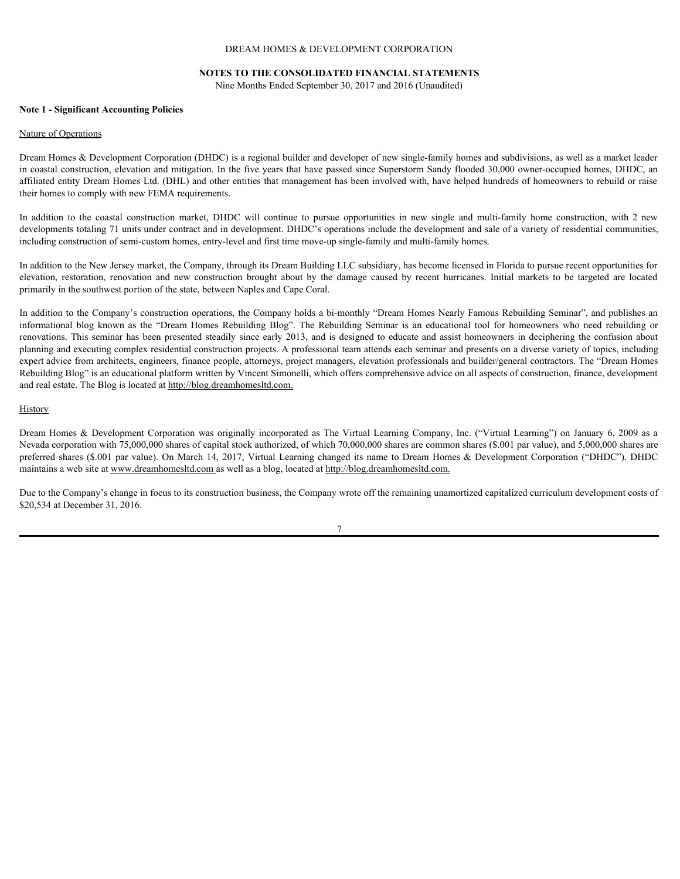DREAM HOMES & DEVELOPMENT CORPORATION

**NOTES TO THE CONSOLIDATED FINANCIAL STATEMENTS**

Nine Months Ended September 30, 2017 and 2016 (Unaudited)

**Note 1 - Significant Accounting Policies**

Nature of Operations

Dream Homes & Development Corporation (DHDC) is a regional builder and developer of new single-family homes and subdivisions, as well as a market leader in coastal construction, elevation and mitigation. In the five years that have passed since Superstorm Sandy flooded 30,000 owner-occupied homes, DHDC, an affiliated entity Dream Homes Ltd. (DHL) and other entities that management has been involved with, have helped hundreds of homeowners to rebuild or raise their homes to comply with new FEMA requirements.

In addition to the coastal construction market, DHDC will continue to pursue opportunities in new single and multi-family home construction, with 2 new developments totaling 71 units under contract and in development. DHDC's operations include the development and sale of a variety of residential communities, including construction of semi-custom homes, entry-level and first time move-up single-family and multi-family homes.

In addition to the New Jersey market, the Company, through its Dream Building LLC subsidiary, has become licensed in Florida to pursue recent opportunities for elevation, restoration, renovation and new construction brought about by the damage caused by recent hurricanes. Initial markets to be targeted are located primarily in the southwest portion of the state, between Naples and Cape Coral.

In addition to the Company's construction operations, the Company holds a bi-monthly "Dream Homes Nearly Famous Rebuilding Seminar", and publishes an informational blog known as the "Dream Homes Rebuilding Blog". The Rebuilding Seminar is an educational tool for homeowners who need rebuilding or renovations. This seminar has been presented steadily since early 2013, and is designed to educate and assist homeowners in deciphering the confusion about planning and executing complex residential construction projects. A professional team attends each seminar and presents on a diverse variety of topics, including expert advice from architects, engineers, finance people, attorneys, project managers, elevation professionals and builder/general contractors. The "Dream Homes Rebuilding Blog" is an educational platform written by Vincent Simonelli, which offers comprehensive advice on all aspects of construction, finance, development and real estate. The Blog is located at http://blog.dreamhomesltd.com.

History

Dream Homes & Development Corporation was originally incorporated as The Virtual Learning Company, Inc. ("Virtual Learning") on January 6, 2009 as a Nevada corporation with 75,000,000 shares of capital stock authorized, of which 70,000,000 shares are common shares ($.001 par value), and 5,000,000 shares are preferred shares ($.001 par value). On March 14, 2017, Virtual Learning changed its name to Dream Homes & Development Corporation ("DHDC"). DHDC maintains a web site at www.dreamhomesltd.com as well as a blog, located at http://blog.dreamhomesltd.com.

Due to the Company's change in focus to its construction business, the Company wrote off the remaining unamortized capitalized curriculum development costs of $20,534 at December 31, 2016.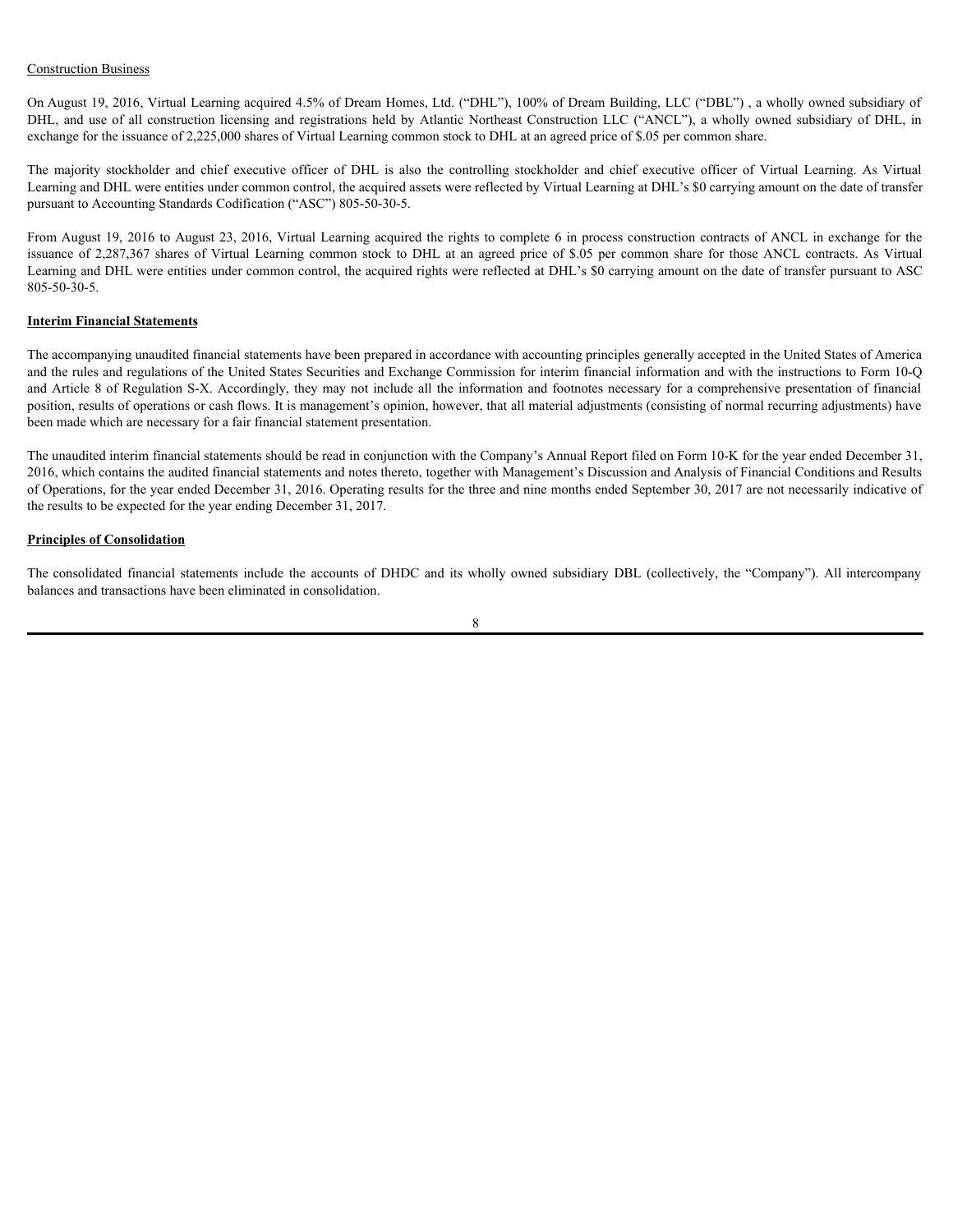Construction Business

On August 19, 2016, Virtual Learning acquired 4.5% of Dream Homes, Ltd. ("DHL"), 100% of Dream Building, LLC ("DBL") , a wholly owned subsidiary of DHL, and use of all construction licensing and registrations held by Atlantic Northeast Construction LLC ("ANCL"), a wholly owned subsidiary of DHL, in exchange for the issuance of 2,225,000 shares of Virtual Learning common stock to DHL at an agreed price of $.05 per common share.

The majority stockholder and chief executive officer of DHL is also the controlling stockholder and chief executive officer of Virtual Learning. As Virtual Learning and DHL were entities under common control, the acquired assets were reflected by Virtual Learning at DHL's $0 carrying amount on the date of transfer pursuant to Accounting Standards Codification ("ASC") 805-50-30-5.

From August 19, 2016 to August 23, 2016, Virtual Learning acquired the rights to complete 6 in process construction contracts of ANCL in exchange for the issuance of 2,287,367 shares of Virtual Learning common stock to DHL at an agreed price of $.05 per common share for those ANCL contracts. As Virtual Learning and DHL were entities under common control, the acquired rights were reflected at DHL's $0 carrying amount on the date of transfer pursuant to ASC 805-50-30-5.

**Interim Financial Statements**

The accompanying unaudited financial statements have been prepared in accordance with accounting principles generally accepted in the United States of America and the rules and regulations of the United States Securities and Exchange Commission for interim financial information and with the instructions to Form 10-Q and Article 8 of Regulation S-X. Accordingly, they may not include all the information and footnotes necessary for a comprehensive presentation of financial position, results of operations or cash flows. It is management's opinion, however, that all material adjustments (consisting of normal recurring adjustments) have been made which are necessary for a fair financial statement presentation.

The unaudited interim financial statements should be read in conjunction with the Company's Annual Report filed on Form 10-K for the year ended December 31, 2016, which contains the audited financial statements and notes thereto, together with Management's Discussion and Analysis of Financial Conditions and Results of Operations, for the year ended December 31, 2016. Operating results for the three and nine months ended September 30, 2017 are not necessarily indicative of the results to be expected for the year ending December 31, 2017.

**Principles of Consolidation**

The consolidated financial statements include the accounts of DHDC and its wholly owned subsidiary DBL (collectively, the "Company"). All intercompany balances and transactions have been eliminated in consolidation.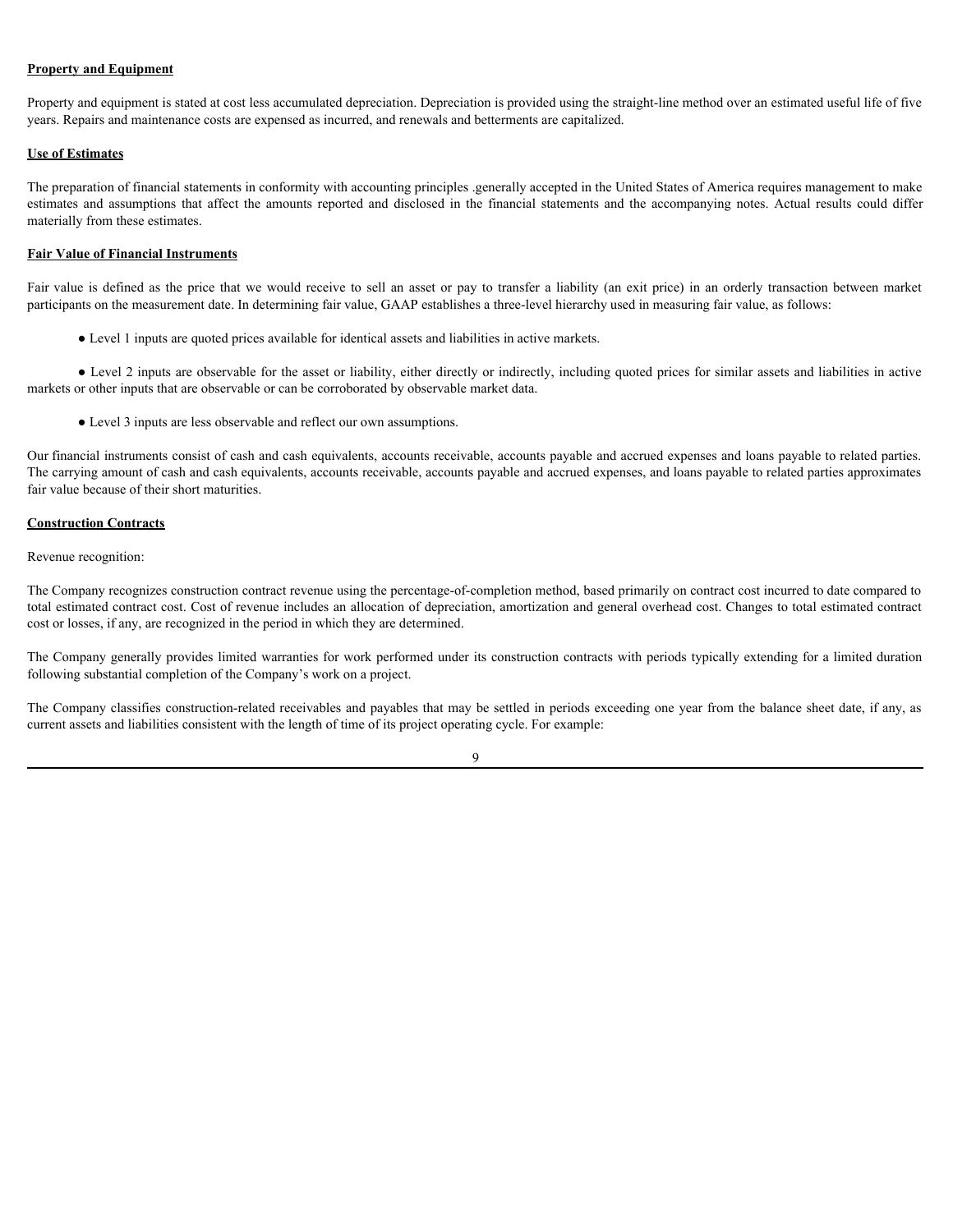**Property and Equipment**

Property and equipment is stated at cost less accumulated depreciation. Depreciation is provided using the straight-line method over an estimated useful life of five years. Repairs and maintenance costs are expensed as incurred, and renewals and betterments are capitalized.

**Use of Estimates**

The preparation of financial statements in conformity with accounting principles .generally accepted in the United States of America requires management to make estimates and assumptions that affect the amounts reported and disclosed in the financial statements and the accompanying notes. Actual results could differ materially from these estimates.

**Fair Value of Financial Instruments**

Fair value is defined as the price that we would receive to sell an asset or pay to transfer a liability (an exit price) in an orderly transaction between market participants on the measurement date. In determining fair value, GAAP establishes a three-level hierarchy used in measuring fair value, as follows:

- Level 1 inputs are quoted prices available for identical assets and liabilities in active markets.
- Level 2 inputs are observable for the asset or liability, either directly or indirectly, including quoted prices for similar assets and liabilities in active markets or other inputs that are observable or can be corroborated by observable market data.
- Level 3 inputs are less observable and reflect our own assumptions.

Our financial instruments consist of cash and cash equivalents, accounts receivable, accounts payable and accrued expenses and loans payable to related parties. The carrying amount of cash and cash equivalents, accounts receivable, accounts payable and accrued expenses, and loans payable to related parties approximates fair value because of their short maturities.

**Construction Contracts**

Revenue recognition:

The Company recognizes construction contract revenue using the percentage-of-completion method, based primarily on contract cost incurred to date compared to total estimated contract cost. Cost of revenue includes an allocation of depreciation, amortization and general overhead cost. Changes to total estimated contract cost or losses, if any, are recognized in the period in which they are determined.

The Company generally provides limited warranties for work performed under its construction contracts with periods typically extending for a limited duration following substantial completion of the Company's work on a project.

The Company classifies construction-related receivables and payables that may be settled in periods exceeding one year from the balance sheet date, if any, as current assets and liabilities consistent with the length of time of its project operating cycle. For example: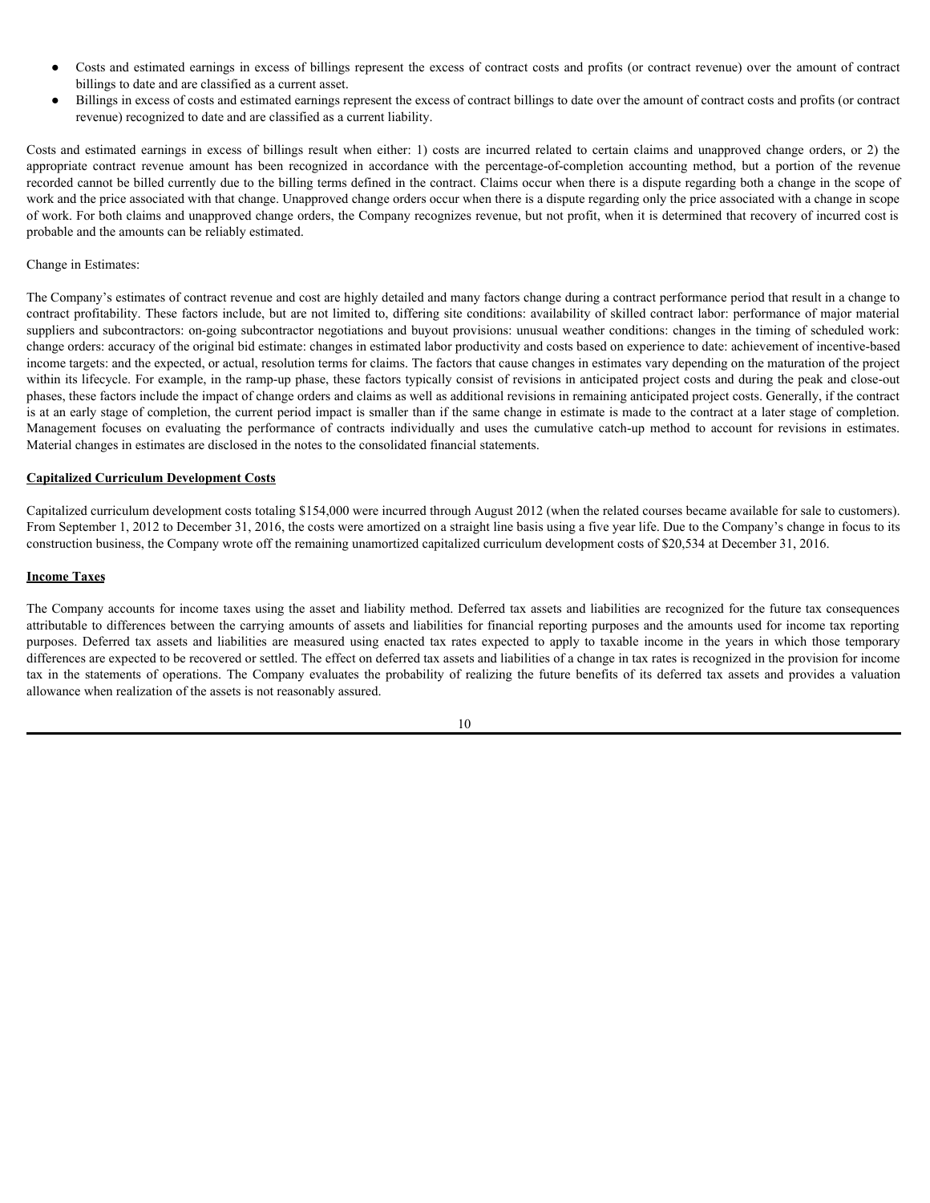- Costs and estimated earnings in excess of billings represent the excess of contract costs and profits (or contract revenue) over the amount of contract billings to date and are classified as a current asset.
- Billings in excess of costs and estimated earnings represent the excess of contract billings to date over the amount of contract costs and profits (or contract revenue) recognized to date and are classified as a current liability.

Costs and estimated earnings in excess of billings result when either: 1) costs are incurred related to certain claims and unapproved change orders, or 2) the appropriate contract revenue amount has been recognized in accordance with the percentage-of-completion accounting method, but a portion of the revenue recorded cannot be billed currently due to the billing terms defined in the contract. Claims occur when there is a dispute regarding both a change in the scope of work and the price associated with that change. Unapproved change orders occur when there is a dispute regarding only the price associated with a change in scope of work. For both claims and unapproved change orders, the Company recognizes revenue, but not profit, when it is determined that recovery of incurred cost is probable and the amounts can be reliably estimated.

Change in Estimates:

The Company's estimates of contract revenue and cost are highly detailed and many factors change during a contract performance period that result in a change to contract profitability. These factors include, but are not limited to, differing site conditions: availability of skilled contract labor: performance of major material suppliers and subcontractors: on-going subcontractor negotiations and buyout provisions: unusual weather conditions: changes in the timing of scheduled work: change orders: accuracy of the original bid estimate: changes in estimated labor productivity and costs based on experience to date: achievement of incentive-based income targets: and the expected, or actual, resolution terms for claims. The factors that cause changes in estimates vary depending on the maturation of the project within its lifecycle. For example, in the ramp-up phase, these factors typically consist of revisions in anticipated project costs and during the peak and close-out phases, these factors include the impact of change orders and claims as well as additional revisions in remaining anticipated project costs. Generally, if the contract is at an early stage of completion, the current period impact is smaller than if the same change in estimate is made to the contract at a later stage of completion. Management focuses on evaluating the performance of contracts individually and uses the cumulative catch-up method to account for revisions in estimates. Material changes in estimates are disclosed in the notes to the consolidated financial statements.

**Capitalized Curriculum Development Costs**

Capitalized curriculum development costs totaling $154,000 were incurred through August 2012 (when the related courses became available for sale to customers). From September 1, 2012 to December 31, 2016, the costs were amortized on a straight line basis using a five year life. Due to the Company's change in focus to its construction business, the Company wrote off the remaining unamortized capitalized curriculum development costs of $20,534 at December 31, 2016.

**Income Taxes**

The Company accounts for income taxes using the asset and liability method. Deferred tax assets and liabilities are recognized for the future tax consequences attributable to differences between the carrying amounts of assets and liabilities for financial reporting purposes and the amounts used for income tax reporting purposes. Deferred tax assets and liabilities are measured using enacted tax rates expected to apply to taxable income in the years in which those temporary differences are expected to be recovered or settled. The effect on deferred tax assets and liabilities of a change in tax rates is recognized in the provision for income tax in the statements of operations. The Company evaluates the probability of realizing the future benefits of its deferred tax assets and provides a valuation allowance when realization of the assets is not reasonably assured.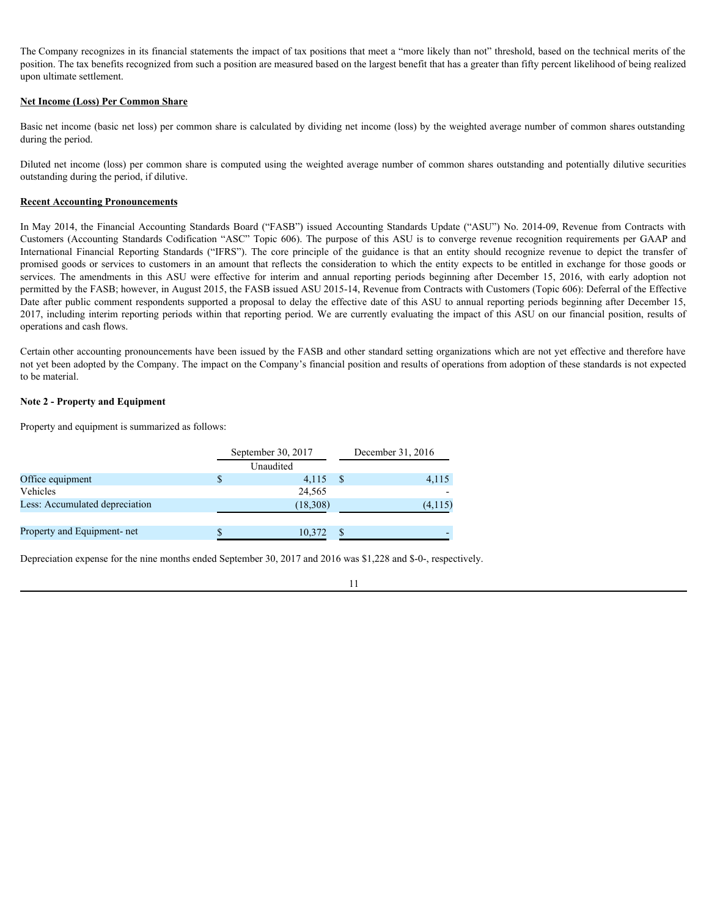The Company recognizes in its financial statements the impact of tax positions that meet a "more likely than not" threshold, based on the technical merits of the position. The tax benefits recognized from such a position are measured based on the largest benefit that has a greater than fifty percent likelihood of being realized upon ultimate settlement.

**Net Income (Loss) Per Common Share**

Basic net income (basic net loss) per common share is calculated by dividing net income (loss) by the weighted average number of common shares outstanding during the period.

Diluted net income (loss) per common share is computed using the weighted average number of common shares outstanding and potentially dilutive securities outstanding during the period, if dilutive.

**Recent Accounting Pronouncements**

In May 2014, the Financial Accounting Standards Board ("FASB") issued Accounting Standards Update ("ASU") No. 2014-09, Revenue from Contracts with Customers (Accounting Standards Codification "ASC" Topic 606). The purpose of this ASU is to converge revenue recognition requirements per GAAP and International Financial Reporting Standards ("IFRS"). The core principle of the guidance is that an entity should recognize revenue to depict the transfer of promised goods or services to customers in an amount that reflects the consideration to which the entity expects to be entitled in exchange for those goods or services. The amendments in this ASU were effective for interim and annual reporting periods beginning after December 15, 2016, with early adoption not permitted by the FASB; however, in August 2015, the FASB issued ASU 2015-14, Revenue from Contracts with Customers (Topic 606): Deferral of the Effective Date after public comment respondents supported a proposal to delay the effective date of this ASU to annual reporting periods beginning after December 15, 2017, including interim reporting periods within that reporting period. We are currently evaluating the impact of this ASU on our financial position, results of operations and cash flows.

Certain other accounting pronouncements have been issued by the FASB and other standard setting organizations which are not yet effective and therefore have not yet been adopted by the Company. The impact on the Company's financial position and results of operations from adoption of these standards is not expected to be material.

**Note 2 - Property and Equipment**

Property and equipment is summarized as follows:

| | September 30, 2017 | December 31, 2016 |
|---|---|---|
| | Unaudited | |
| Office equipment | $ 4,115 | $ 4,115 |
| Vehicles | 24,565 | - |
| Less: Accumulated depreciation | (18,308) | (4,115) |
| Property and Equipment- net | $ 10,372 | $ - |

Depreciation expense for the nine months ended September 30, 2017 and 2016 was $1,228 and $-0-, respectively.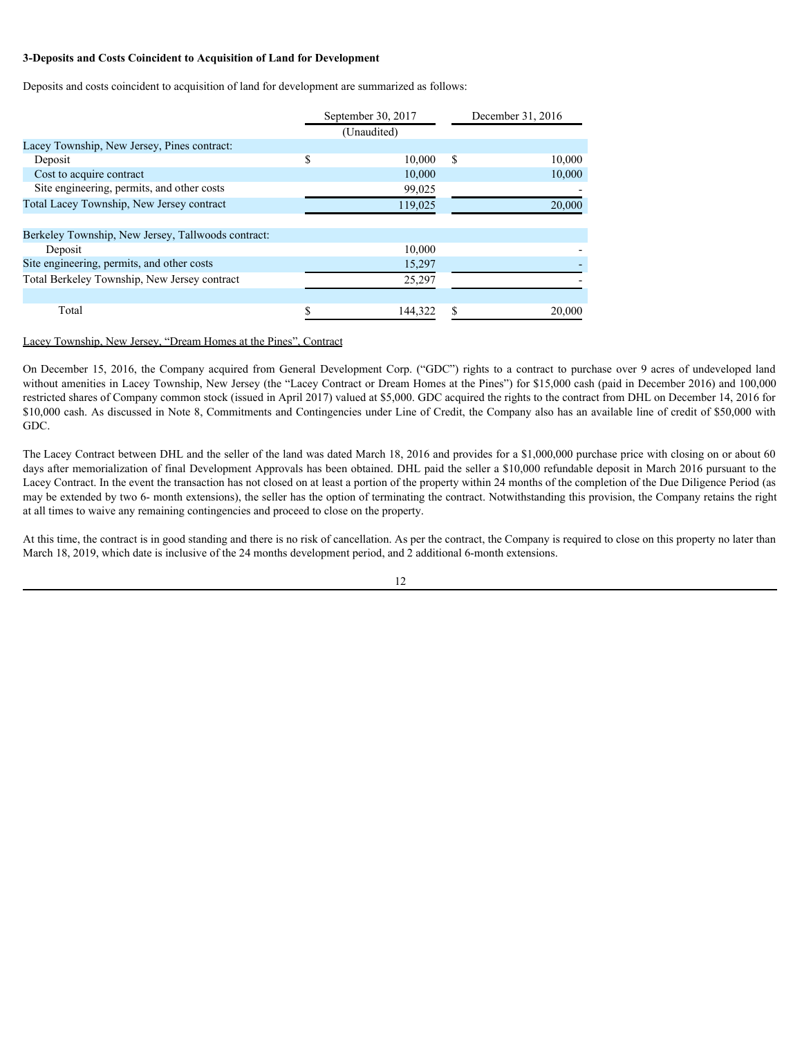**3-Deposits and Costs Coincident to Acquisition of Land for Development**

Deposits and costs coincident to acquisition of land for development are summarized as follows:

| | September 30, 2017 | December 31, 2016 |
|---|---|---|
| | (Unaudited) | |
| Lacey Township, New Jersey, Pines contract: | | |
| Deposit | $ 10,000 | $ 10,000 |
| Cost to acquire contract | 10,000 | 10,000 |
| Site engineering, permits, and other costs | 99,025 | - |
| Total Lacey Township, New Jersey contract | 119,025 | 20,000 |
| | | |
| Berkeley Township, New Jersey, Tallwoods contract: | | |
| Deposit | 10,000 | - |
| Site engineering, permits, and other costs | 15,297 | - |
| Total Berkeley Township, New Jersey contract | 25,297 | - |
| | | |
| Total | $ 144,322 | $ 20,000 |

Lacey Township, New Jersey, "Dream Homes at the Pines", Contract

On December 15, 2016, the Company acquired from General Development Corp. ("GDC") rights to a contract to purchase over 9 acres of undeveloped land without amenities in Lacey Township, New Jersey (the "Lacey Contract or Dream Homes at the Pines") for $15,000 cash (paid in December 2016) and 100,000 restricted shares of Company common stock (issued in April 2017) valued at $5,000. GDC acquired the rights to the contract from DHL on December 14, 2016 for $10,000 cash. As discussed in Note 8, Commitments and Contingencies under Line of Credit, the Company also has an available line of credit of $50,000 with GDC.

The Lacey Contract between DHL and the seller of the land was dated March 18, 2016 and provides for a $1,000,000 purchase price with closing on or about 60 days after memorialization of final Development Approvals has been obtained. DHL paid the seller a $10,000 refundable deposit in March 2016 pursuant to the Lacey Contract. In the event the transaction has not closed on at least a portion of the property within 24 months of the completion of the Due Diligence Period (as may be extended by two 6- month extensions), the seller has the option of terminating the contract. Notwithstanding this provision, the Company retains the right at all times to waive any remaining contingencies and proceed to close on the property.

At this time, the contract is in good standing and there is no risk of cancellation. As per the contract, the Company is required to close on this property no later than March 18, 2019, which date is inclusive of the 24 months development period, and 2 additional 6-month extensions.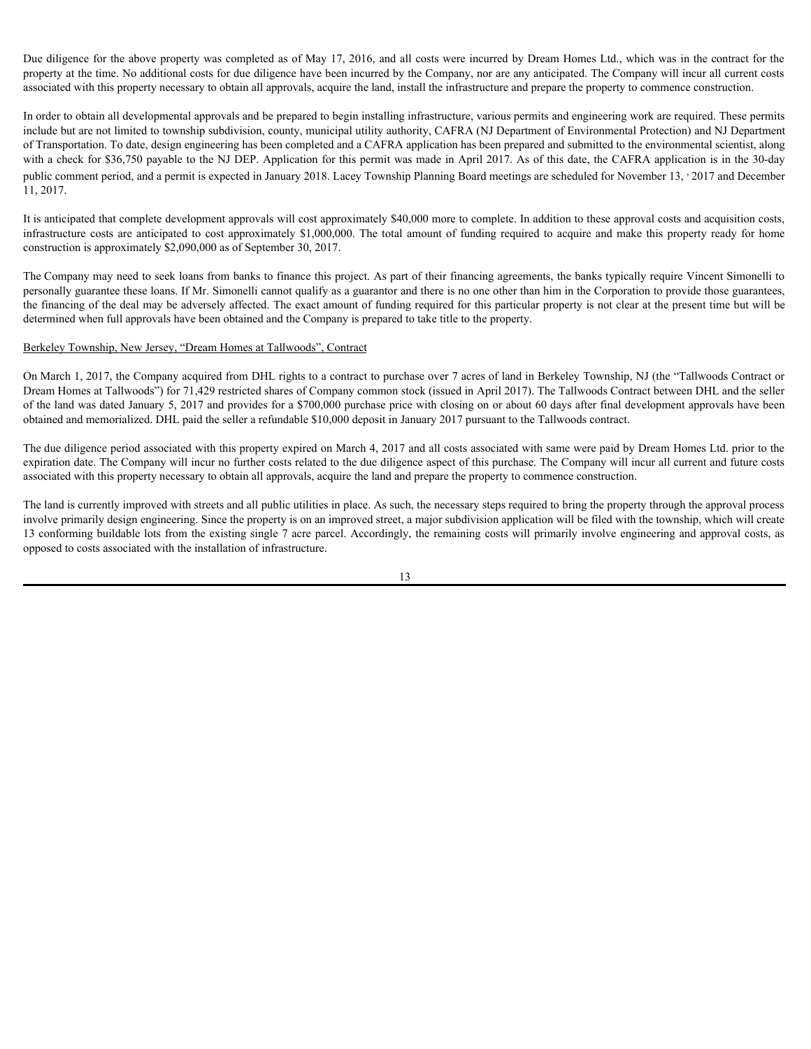Due diligence for the above property was completed as of May 17, 2016, and all costs were incurred by Dream Homes Ltd., which was in the contract for the property at the time. No additional costs for due diligence have been incurred by the Company, nor are any anticipated. The Company will incur all current costs associated with this property necessary to obtain all approvals, acquire the land, install the infrastructure and prepare the property to commence construction.

In order to obtain all developmental approvals and be prepared to begin installing infrastructure, various permits and engineering work are required. These permits include but are not limited to township subdivision, county, municipal utility authority, CAFRA (NJ Department of Environmental Protection) and NJ Department of Transportation. To date, design engineering has been completed and a CAFRA application has been prepared and submitted to the environmental scientist, along with a check for $36,750 payable to the NJ DEP. Application for this permit was made in April 2017. As of this date, the CAFRA application is in the 30-day public comment period, and a permit is expected in January 2018. Lacey Township Planning Board meetings are scheduled for November 13, 2017 and December 11, 2017.

It is anticipated that complete development approvals will cost approximately $40,000 more to complete. In addition to these approval costs and acquisition costs, infrastructure costs are anticipated to cost approximately $1,000,000. The total amount of funding required to acquire and make this property ready for home construction is approximately $2,090,000 as of September 30, 2017.

The Company may need to seek loans from banks to finance this project. As part of their financing agreements, the banks typically require Vincent Simonelli to personally guarantee these loans. If Mr. Simonelli cannot qualify as a guarantor and there is no one other than him in the Corporation to provide those guarantees, the financing of the deal may be adversely affected. The exact amount of funding required for this particular property is not clear at the present time but will be determined when full approvals have been obtained and the Company is prepared to take title to the property.

Berkeley Township, New Jersey, "Dream Homes at Tallwoods", Contract

On March 1, 2017, the Company acquired from DHL rights to a contract to purchase over 7 acres of land in Berkeley Township, NJ (the "Tallwoods Contract or Dream Homes at Tallwoods") for 71,429 restricted shares of Company common stock (issued in April 2017). The Tallwoods Contract between DHL and the seller of the land was dated January 5, 2017 and provides for a $700,000 purchase price with closing on or about 60 days after final development approvals have been obtained and memorialized. DHL paid the seller a refundable $10,000 deposit in January 2017 pursuant to the Tallwoods contract.

The due diligence period associated with this property expired on March 4, 2017 and all costs associated with same were paid by Dream Homes Ltd. prior to the expiration date. The Company will incur no further costs related to the due diligence aspect of this purchase. The Company will incur all current and future costs associated with this property necessary to obtain all approvals, acquire the land and prepare the property to commence construction.

The land is currently improved with streets and all public utilities in place. As such, the necessary steps required to bring the property through the approval process involve primarily design engineering. Since the property is on an improved street, a major subdivision application will be filed with the township, which will create 13 conforming buildable lots from the existing single 7 acre parcel. Accordingly, the remaining costs will primarily involve engineering and approval costs, as opposed to costs associated with the installation of infrastructure.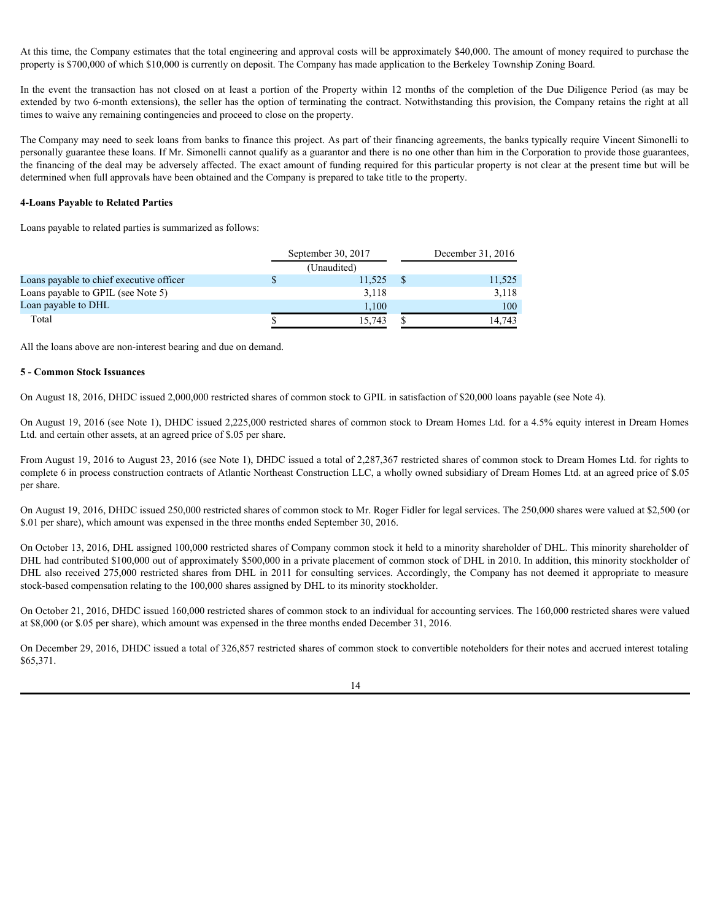At this time, the Company estimates that the total engineering and approval costs will be approximately $40,000. The amount of money required to purchase the property is $700,000 of which $10,000 is currently on deposit. The Company has made application to the Berkeley Township Zoning Board.

In the event the transaction has not closed on at least a portion of the Property within 12 months of the completion of the Due Diligence Period (as may be extended by two 6-month extensions), the seller has the option of terminating the contract. Notwithstanding this provision, the Company retains the right at all times to waive any remaining contingencies and proceed to close on the property.

The Company may need to seek loans from banks to finance this project. As part of their financing agreements, the banks typically require Vincent Simonelli to personally guarantee these loans. If Mr. Simonelli cannot qualify as a guarantor and there is no one other than him in the Corporation to provide those guarantees, the financing of the deal may be adversely affected. The exact amount of funding required for this particular property is not clear at the present time but will be determined when full approvals have been obtained and the Company is prepared to take title to the property.

**4-Loans Payable to Related Parties**

Loans payable to related parties is summarized as follows:

| | September 30, 2017 | December 31, 2016 |
|---|---|---|
| | (Unaudited) | |
| Loans payable to chief executive officer | $ 11,525 | $ 11,525 |
| Loans payable to GPIL (see Note 5) | 3,118 | 3,118 |
| Loan payable to DHL | 1,100 | 100 |
| Total | $ 15,743 | $ 14,743 |

All the loans above are non-interest bearing and due on demand.

**5 - Common Stock Issuances**

On August 18, 2016, DHDC issued 2,000,000 restricted shares of common stock to GPIL in satisfaction of $20,000 loans payable (see Note 4).

On August 19, 2016 (see Note 1), DHDC issued 2,225,000 restricted shares of common stock to Dream Homes Ltd. for a 4.5% equity interest in Dream Homes Ltd. and certain other assets, at an agreed price of $.05 per share.

From August 19, 2016 to August 23, 2016 (see Note 1), DHDC issued a total of 2,287,367 restricted shares of common stock to Dream Homes Ltd. for rights to complete 6 in process construction contracts of Atlantic Northeast Construction LLC, a wholly owned subsidiary of Dream Homes Ltd. at an agreed price of $.05 per share.

On August 19, 2016, DHDC issued 250,000 restricted shares of common stock to Mr. Roger Fidler for legal services. The 250,000 shares were valued at $2,500 (or $.01 per share), which amount was expensed in the three months ended September 30, 2016.

On October 13, 2016, DHL assigned 100,000 restricted shares of Company common stock it held to a minority shareholder of DHL. This minority shareholder of DHL had contributed $100,000 out of approximately $500,000 in a private placement of common stock of DHL in 2010. In addition, this minority stockholder of DHL also received 275,000 restricted shares from DHL in 2011 for consulting services. Accordingly, the Company has not deemed it appropriate to measure stock-based compensation relating to the 100,000 shares assigned by DHL to its minority stockholder.

On October 21, 2016, DHDC issued 160,000 restricted shares of common stock to an individual for accounting services. The 160,000 restricted shares were valued at $8,000 (or $.05 per share), which amount was expensed in the three months ended December 31, 2016.

On December 29, 2016, DHDC issued a total of 326,857 restricted shares of common stock to convertible noteholders for their notes and accrued interest totaling $65,371.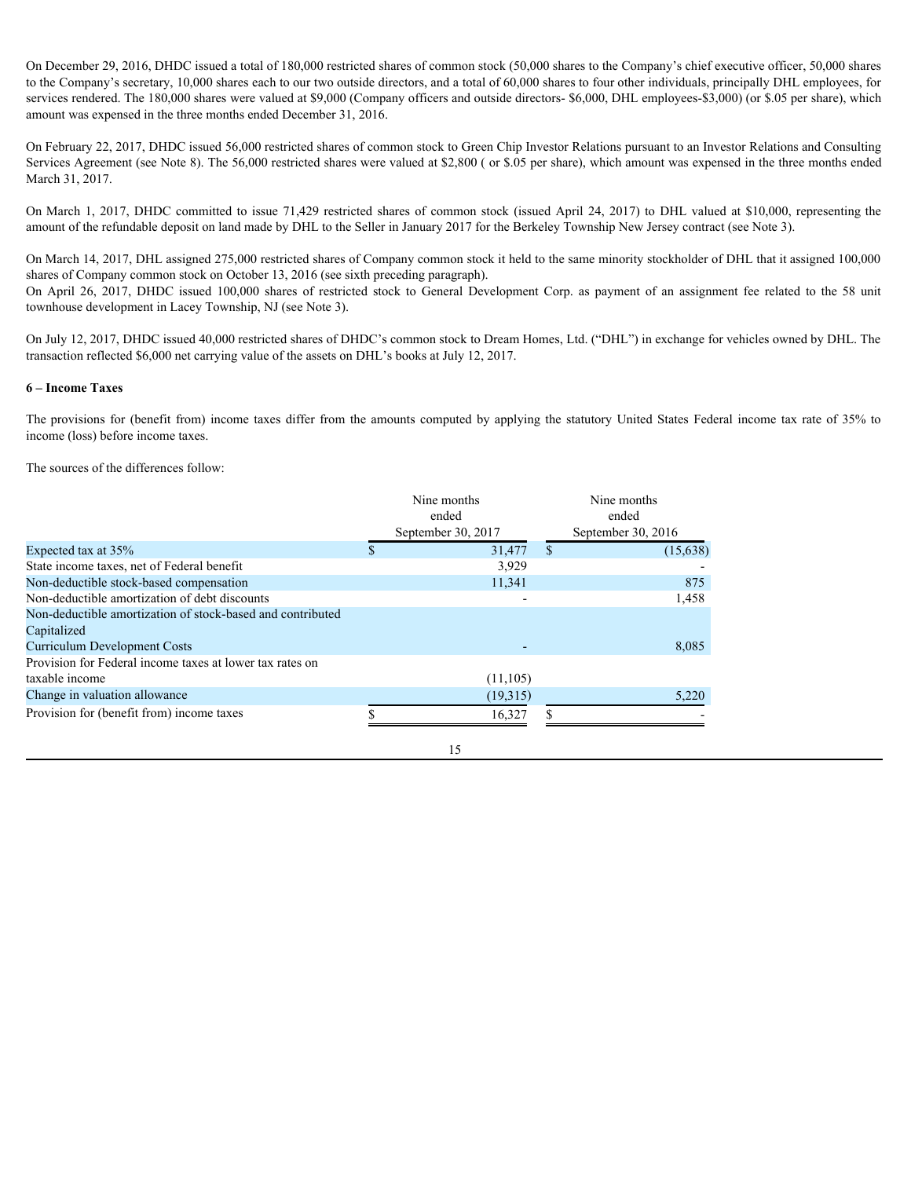On December 29, 2016, DHDC issued a total of 180,000 restricted shares of common stock (50,000 shares to the Company's chief executive officer, 50,000 shares to the Company's secretary, 10,000 shares each to our two outside directors, and a total of 60,000 shares to four other individuals, principally DHL employees, for services rendered. The 180,000 shares were valued at $9,000 (Company officers and outside directors- $6,000, DHL employees-$3,000) (or $.05 per share), which amount was expensed in the three months ended December 31, 2016.

On February 22, 2017, DHDC issued 56,000 restricted shares of common stock to Green Chip Investor Relations pursuant to an Investor Relations and Consulting Services Agreement (see Note 8). The 56,000 restricted shares were valued at $2,800 ( or $.05 per share), which amount was expensed in the three months ended March 31, 2017.

On March 1, 2017, DHDC committed to issue 71,429 restricted shares of common stock (issued April 24, 2017) to DHL valued at $10,000, representing the amount of the refundable deposit on land made by DHL to the Seller in January 2017 for the Berkeley Township New Jersey contract (see Note 3).

On March 14, 2017, DHL assigned 275,000 restricted shares of Company common stock it held to the same minority stockholder of DHL that it assigned 100,000 shares of Company common stock on October 13, 2016 (see sixth preceding paragraph).
On April 26, 2017, DHDC issued 100,000 shares of restricted stock to General Development Corp. as payment of an assignment fee related to the 58 unit townhouse development in Lacey Township, NJ (see Note 3).

On July 12, 2017, DHDC issued 40,000 restricted shares of DHDC's common stock to Dream Homes, Ltd. ("DHL") in exchange for vehicles owned by DHL. The transaction reflected $6,000 net carrying value of the assets on DHL's books at July 12, 2017.

**6 – Income Taxes**

The provisions for (benefit from) income taxes differ from the amounts computed by applying the statutory United States Federal income tax rate of 35% to income (loss) before income taxes.

The sources of the differences follow:

| | Nine months ended September 30, 2017 | Nine months ended September 30, 2016 |
|---|---|---|
| Expected tax at 35% | $ 31,477 | $ (15,638) |
| State income taxes, net of Federal benefit | 3,929 | - |
| Non-deductible stock-based compensation | 11,341 | 875 |
| Non-deductible amortization of debt discounts | - | 1,458 |
| Non-deductible amortization of stock-based and contributed Capitalized Curriculum Development Costs | - | 8,085 |
| Provision for Federal income taxes at lower tax rates on taxable income | (11,105) | |
| Change in valuation allowance | (19,315) | 5,220 |
| Provision for (benefit from) income taxes | $ 16,327 | $ - |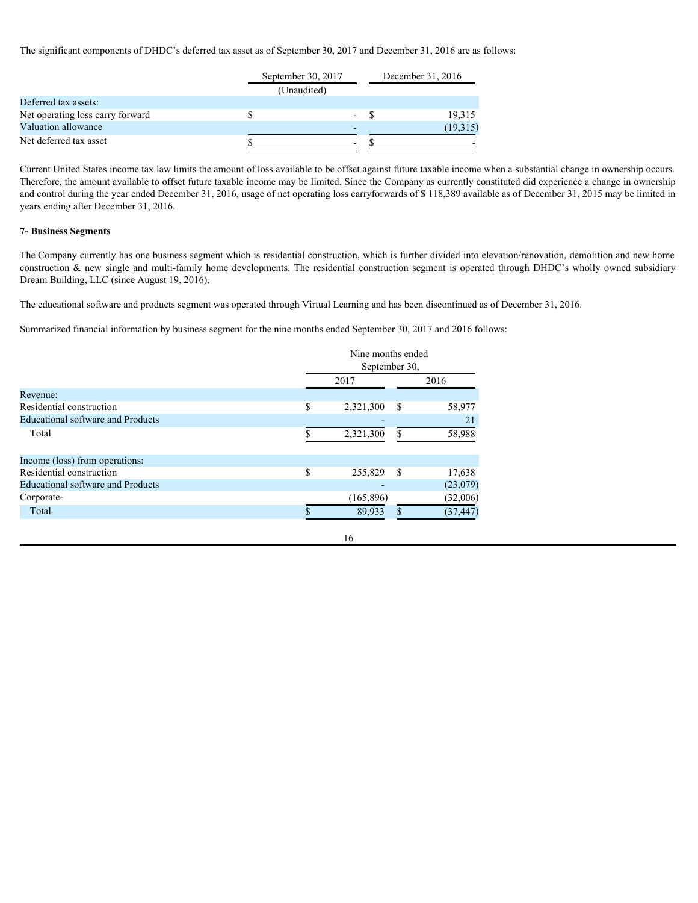The significant components of DHDC's deferred tax asset as of September 30, 2017 and December 31, 2016 are as follows:

| | September 30, 2017 | December 31, 2016 |
|---|---|---|
| | (Unaudited) | |
| Deferred tax assets: | | |
| Net operating loss carry forward | $ - | $ 19,315 |
| Valuation allowance | - | (19,315) |
| Net deferred tax asset | $ - | $ - |

Current United States income tax law limits the amount of loss available to be offset against future taxable income when a substantial change in ownership occurs. Therefore, the amount available to offset future taxable income may be limited. Since the Company as currently constituted did experience a change in ownership and control during the year ended December 31, 2016, usage of net operating loss carryforwards of $ 118,389 available as of December 31, 2015 may be limited in years ending after December 31, 2016.

**7- Business Segments**

The Company currently has one business segment which is residential construction, which is further divided into elevation/renovation, demolition and new home construction & new single and multi-family home developments. The residential construction segment is operated through DHDC's wholly owned subsidiary Dream Building, LLC (since August 19, 2016).

The educational software and products segment was operated through Virtual Learning and has been discontinued as of December 31, 2016.

Summarized financial information by business segment for the nine months ended September 30, 2017 and 2016 follows:

| | Nine months ended September 30, | |
|---|---|---|
| | 2017 | 2016 |
| Revenue: | | |
| Residential construction | $ 2,321,300 | $ 58,977 |
| Educational software and Products | - | 21 |
| Total | $ 2,321,300 | $ 58,988 |
| | | |
| Income (loss) from operations: | | |
| Residential construction | $ 255,829 | $ 17,638 |
| Educational software and Products | - | (23,079) |
| Corporate- | (165,896) | (32,006) |
| Total | $ 89,933 | $ (37,447) |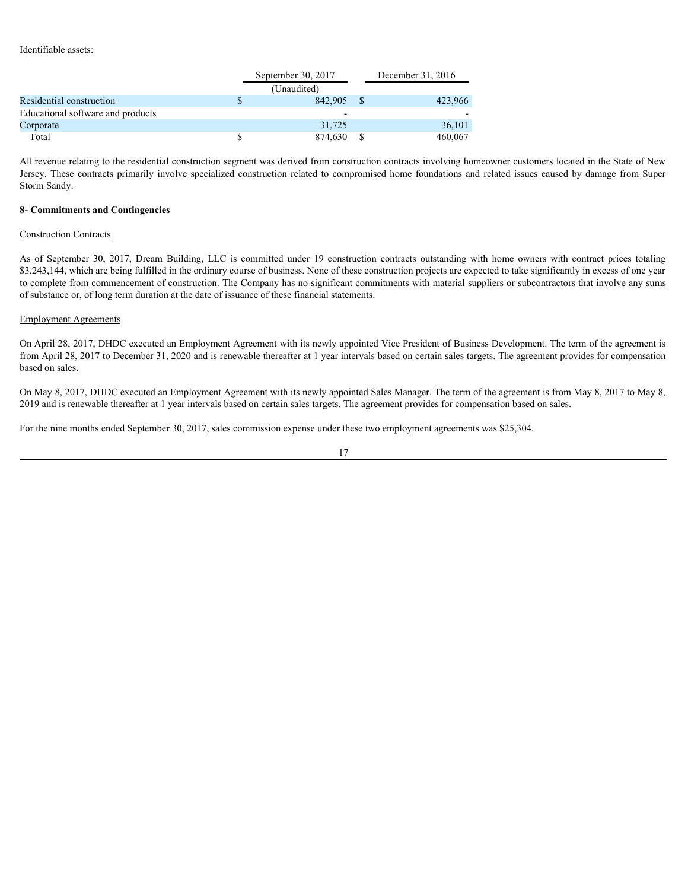Identifiable assets:

| | September 30, 2017 | December 31, 2016 |
|---|---|---|
| | (Unaudited) | |
| Residential construction | $ 842,905 | $ 423,966 |
| Educational software and products | - | - |
| Corporate | 31,725 | 36,101 |
| Total | $ 874,630 | $ 460,067 |

All revenue relating to the residential construction segment was derived from construction contracts involving homeowner customers located in the State of New Jersey. These contracts primarily involve specialized construction related to compromised home foundations and related issues caused by damage from Super Storm Sandy.

**8- Commitments and Contingencies**

Construction Contracts

As of September 30, 2017, Dream Building, LLC is committed under 19 construction contracts outstanding with home owners with contract prices totaling $3,243,144, which are being fulfilled in the ordinary course of business. None of these construction projects are expected to take significantly in excess of one year to complete from commencement of construction. The Company has no significant commitments with material suppliers or subcontractors that involve any sums of substance or, of long term duration at the date of issuance of these financial statements.

Employment Agreements

On April 28, 2017, DHDC executed an Employment Agreement with its newly appointed Vice President of Business Development. The term of the agreement is from April 28, 2017 to December 31, 2020 and is renewable thereafter at 1 year intervals based on certain sales targets. The agreement provides for compensation based on sales.

On May 8, 2017, DHDC executed an Employment Agreement with its newly appointed Sales Manager. The term of the agreement is from May 8, 2017 to May 8, 2019 and is renewable thereafter at 1 year intervals based on certain sales targets. The agreement provides for compensation based on sales.

For the nine months ended September 30, 2017, sales commission expense under these two employment agreements was $25,304.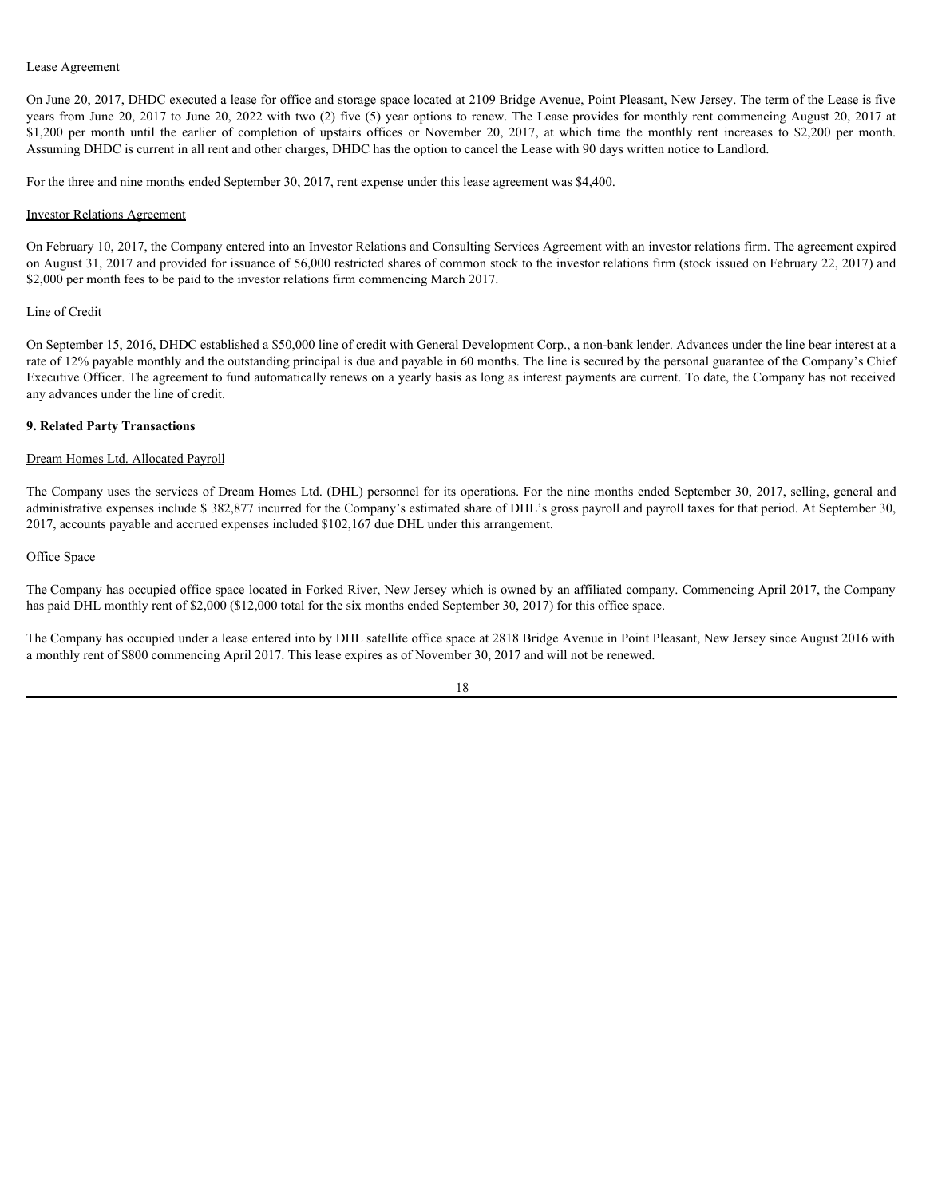Lease Agreement

On June 20, 2017, DHDC executed a lease for office and storage space located at 2109 Bridge Avenue, Point Pleasant, New Jersey. The term of the Lease is five years from June 20, 2017 to June 20, 2022 with two (2) five (5) year options to renew. The Lease provides for monthly rent commencing August 20, 2017 at $1,200 per month until the earlier of completion of upstairs offices or November 20, 2017, at which time the monthly rent increases to $2,200 per month. Assuming DHDC is current in all rent and other charges, DHDC has the option to cancel the Lease with 90 days written notice to Landlord.

For the three and nine months ended September 30, 2017, rent expense under this lease agreement was $4,400.

Investor Relations Agreement

On February 10, 2017, the Company entered into an Investor Relations and Consulting Services Agreement with an investor relations firm. The agreement expired on August 31, 2017 and provided for issuance of 56,000 restricted shares of common stock to the investor relations firm (stock issued on February 22, 2017) and $2,000 per month fees to be paid to the investor relations firm commencing March 2017.

Line of Credit

On September 15, 2016, DHDC established a $50,000 line of credit with General Development Corp., a non-bank lender. Advances under the line bear interest at a rate of 12% payable monthly and the outstanding principal is due and payable in 60 months. The line is secured by the personal guarantee of the Company's Chief Executive Officer. The agreement to fund automatically renews on a yearly basis as long as interest payments are current. To date, the Company has not received any advances under the line of credit.

**9. Related Party Transactions**

Dream Homes Ltd. Allocated Payroll

The Company uses the services of Dream Homes Ltd. (DHL) personnel for its operations. For the nine months ended September 30, 2017, selling, general and administrative expenses include $ 382,877 incurred for the Company's estimated share of DHL's gross payroll and payroll taxes for that period. At September 30, 2017, accounts payable and accrued expenses included $102,167 due DHL under this arrangement.

Office Space

The Company has occupied office space located in Forked River, New Jersey which is owned by an affiliated company. Commencing April 2017, the Company has paid DHL monthly rent of $2,000 ($12,000 total for the six months ended September 30, 2017) for this office space.

The Company has occupied under a lease entered into by DHL satellite office space at 2818 Bridge Avenue in Point Pleasant, New Jersey since August 2016 with a monthly rent of $800 commencing April 2017. This lease expires as of November 30, 2017 and will not be renewed.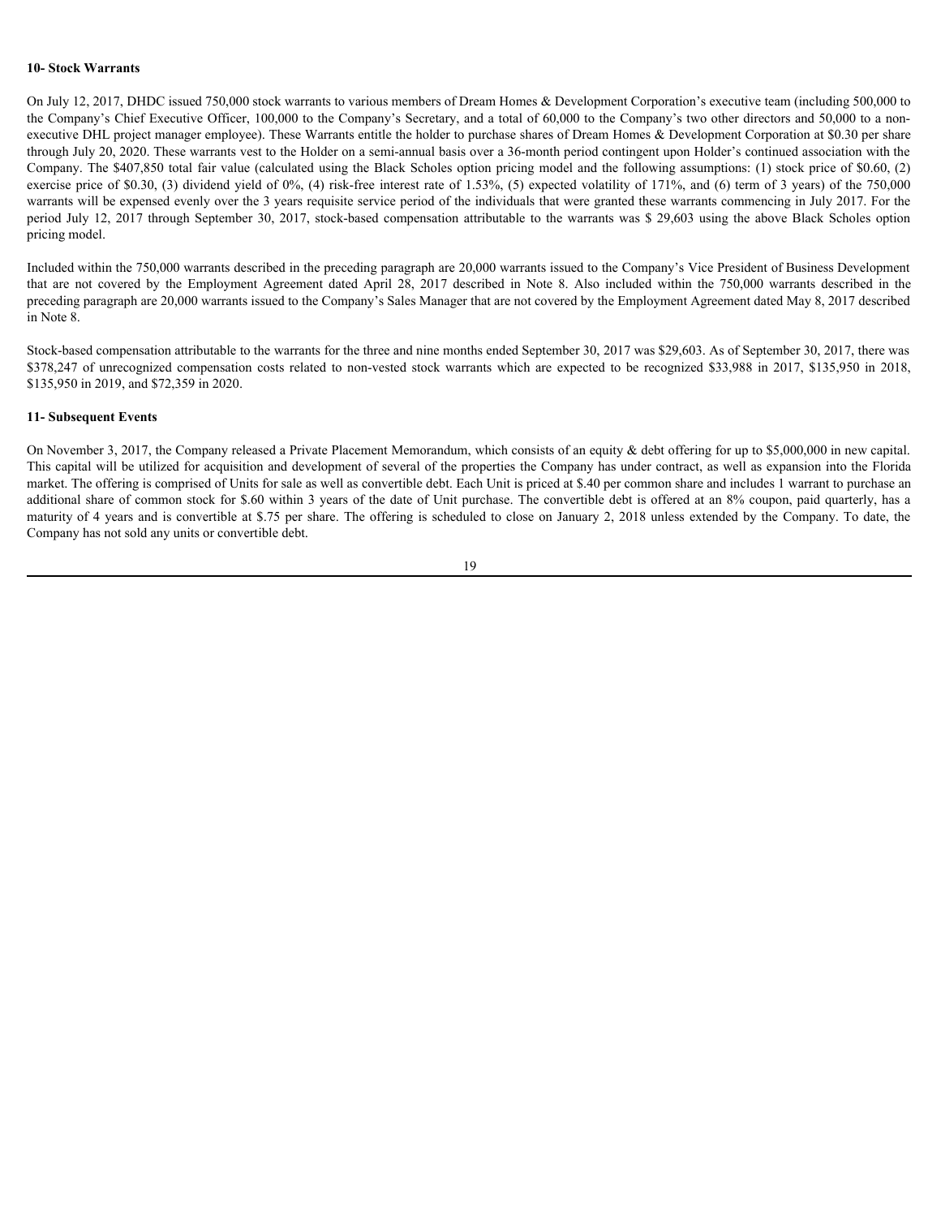**10- Stock Warrants**

On July 12, 2017, DHDC issued 750,000 stock warrants to various members of Dream Homes & Development Corporation's executive team (including 500,000 to the Company's Chief Executive Officer, 100,000 to the Company's Secretary, and a total of 60,000 to the Company's two other directors and 50,000 to a non-executive DHL project manager employee). These Warrants entitle the holder to purchase shares of Dream Homes & Development Corporation at $0.30 per share through July 20, 2020. These warrants vest to the Holder on a semi-annual basis over a 36-month period contingent upon Holder's continued association with the Company. The $407,850 total fair value (calculated using the Black Scholes option pricing model and the following assumptions: (1) stock price of $0.60, (2) exercise price of $0.30, (3) dividend yield of 0%, (4) risk-free interest rate of 1.53%, (5) expected volatility of 171%, and (6) term of 3 years) of the 750,000 warrants will be expensed evenly over the 3 years requisite service period of the individuals that were granted these warrants commencing in July 2017. For the period July 12, 2017 through September 30, 2017, stock-based compensation attributable to the warrants was $ 29,603 using the above Black Scholes option pricing model.

Included within the 750,000 warrants described in the preceding paragraph are 20,000 warrants issued to the Company's Vice President of Business Development that are not covered by the Employment Agreement dated April 28, 2017 described in Note 8. Also included within the 750,000 warrants described in the preceding paragraph are 20,000 warrants issued to the Company's Sales Manager that are not covered by the Employment Agreement dated May 8, 2017 described in Note 8.

Stock-based compensation attributable to the warrants for the three and nine months ended September 30, 2017 was $29,603. As of September 30, 2017, there was $378,247 of unrecognized compensation costs related to non-vested stock warrants which are expected to be recognized $33,988 in 2017, $135,950 in 2018, $135,950 in 2019, and $72,359 in 2020.

**11- Subsequent Events**

On November 3, 2017, the Company released a Private Placement Memorandum, which consists of an equity & debt offering for up to $5,000,000 in new capital. This capital will be utilized for acquisition and development of several of the properties the Company has under contract, as well as expansion into the Florida market. The offering is comprised of Units for sale as well as convertible debt. Each Unit is priced at $.40 per common share and includes 1 warrant to purchase an additional share of common stock for $.60 within 3 years of the date of Unit purchase. The convertible debt is offered at an 8% coupon, paid quarterly, has a maturity of 4 years and is convertible at $.75 per share. The offering is scheduled to close on January 2, 2018 unless extended by the Company. To date, the Company has not sold any units or convertible debt.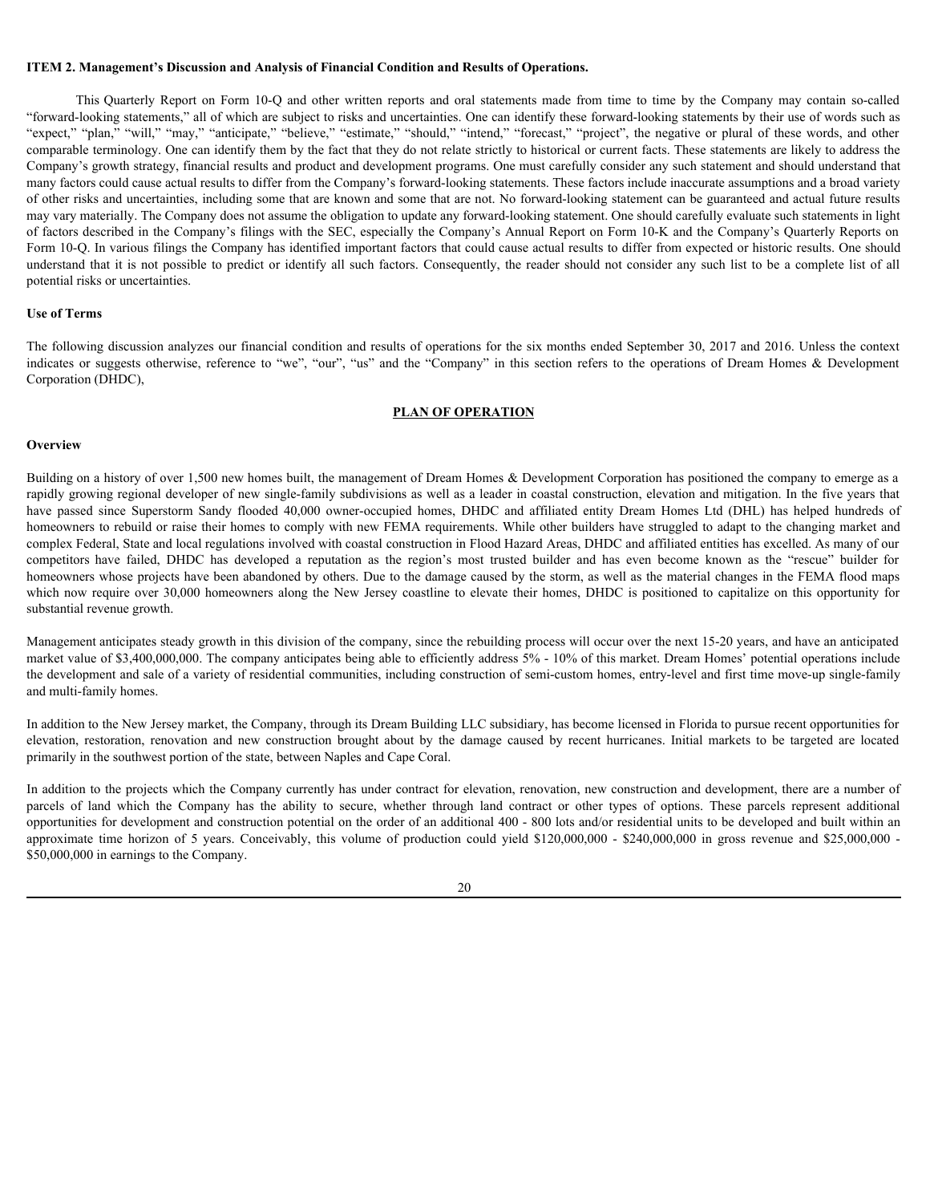**ITEM 2. Management's Discussion and Analysis of Financial Condition and Results of Operations.**

This Quarterly Report on Form 10-Q and other written reports and oral statements made from time to time by the Company may contain so-called "forward-looking statements," all of which are subject to risks and uncertainties. One can identify these forward-looking statements by their use of words such as "expect," "plan," "will," "may," "anticipate," "believe," "estimate," "should," "intend," "forecast," "project", the negative or plural of these words, and other comparable terminology. One can identify them by the fact that they do not relate strictly to historical or current facts. These statements are likely to address the Company's growth strategy, financial results and product and development programs. One must carefully consider any such statement and should understand that many factors could cause actual results to differ from the Company's forward-looking statements. These factors include inaccurate assumptions and a broad variety of other risks and uncertainties, including some that are known and some that are not. No forward-looking statement can be guaranteed and actual future results may vary materially. The Company does not assume the obligation to update any forward-looking statement. One should carefully evaluate such statements in light of factors described in the Company's filings with the SEC, especially the Company's Annual Report on Form 10-K and the Company's Quarterly Reports on Form 10-Q. In various filings the Company has identified important factors that could cause actual results to differ from expected or historic results. One should understand that it is not possible to predict or identify all such factors. Consequently, the reader should not consider any such list to be a complete list of all potential risks or uncertainties.

**Use of Terms**

The following discussion analyzes our financial condition and results of operations for the six months ended September 30, 2017 and 2016. Unless the context indicates or suggests otherwise, reference to "we", "our", "us" and the "Company" in this section refers to the operations of Dream Homes & Development Corporation (DHDC),

**PLAN OF OPERATION**

**Overview**

Building on a history of over 1,500 new homes built, the management of Dream Homes & Development Corporation has positioned the company to emerge as a rapidly growing regional developer of new single-family subdivisions as well as a leader in coastal construction, elevation and mitigation. In the five years that have passed since Superstorm Sandy flooded 40,000 owner-occupied homes, DHDC and affiliated entity Dream Homes Ltd (DHL) has helped hundreds of homeowners to rebuild or raise their homes to comply with new FEMA requirements. While other builders have struggled to adapt to the changing market and complex Federal, State and local regulations involved with coastal construction in Flood Hazard Areas, DHDC and affiliated entities has excelled. As many of our competitors have failed, DHDC has developed a reputation as the region's most trusted builder and has even become known as the "rescue" builder for homeowners whose projects have been abandoned by others. Due to the damage caused by the storm, as well as the material changes in the FEMA flood maps which now require over 30,000 homeowners along the New Jersey coastline to elevate their homes, DHDC is positioned to capitalize on this opportunity for substantial revenue growth.

Management anticipates steady growth in this division of the company, since the rebuilding process will occur over the next 15-20 years, and have an anticipated market value of $3,400,000,000. The company anticipates being able to efficiently address 5% - 10% of this market. Dream Homes' potential operations include the development and sale of a variety of residential communities, including construction of semi-custom homes, entry-level and first time move-up single-family and multi-family homes.

In addition to the New Jersey market, the Company, through its Dream Building LLC subsidiary, has become licensed in Florida to pursue recent opportunities for elevation, restoration, renovation and new construction brought about by the damage caused by recent hurricanes. Initial markets to be targeted are located primarily in the southwest portion of the state, between Naples and Cape Coral.

In addition to the projects which the Company currently has under contract for elevation, renovation, new construction and development, there are a number of parcels of land which the Company has the ability to secure, whether through land contract or other types of options. These parcels represent additional opportunities for development and construction potential on the order of an additional 400 - 800 lots and/or residential units to be developed and built within an approximate time horizon of 5 years. Conceivably, this volume of production could yield $120,000,000 - $240,000,000 in gross revenue and $25,000,000 - $50,000,000 in earnings to the Company.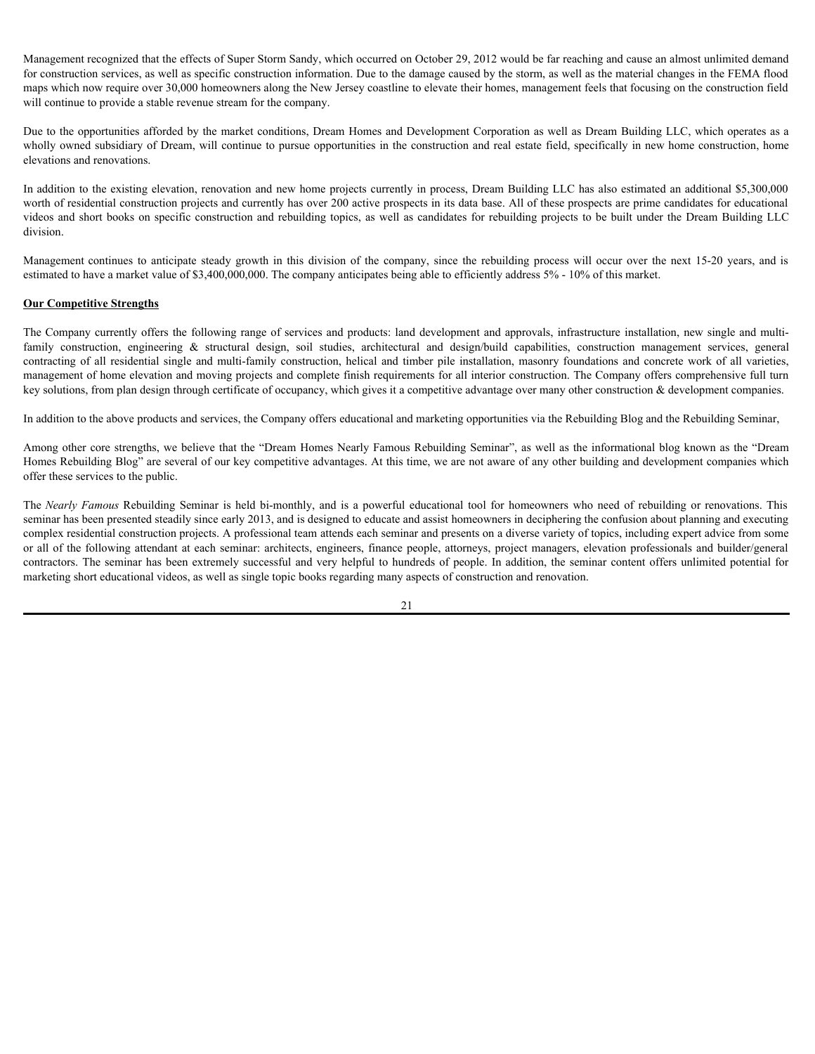Management recognized that the effects of Super Storm Sandy, which occurred on October 29, 2012 would be far reaching and cause an almost unlimited demand for construction services, as well as specific construction information. Due to the damage caused by the storm, as well as the material changes in the FEMA flood maps which now require over 30,000 homeowners along the New Jersey coastline to elevate their homes, management feels that focusing on the construction field will continue to provide a stable revenue stream for the company.

Due to the opportunities afforded by the market conditions, Dream Homes and Development Corporation as well as Dream Building LLC, which operates as a wholly owned subsidiary of Dream, will continue to pursue opportunities in the construction and real estate field, specifically in new home construction, home elevations and renovations.

In addition to the existing elevation, renovation and new home projects currently in process, Dream Building LLC has also estimated an additional $5,300,000 worth of residential construction projects and currently has over 200 active prospects in its data base. All of these prospects are prime candidates for educational videos and short books on specific construction and rebuilding topics, as well as candidates for rebuilding projects to be built under the Dream Building LLC division.

Management continues to anticipate steady growth in this division of the company, since the rebuilding process will occur over the next 15-20 years, and is estimated to have a market value of $3,400,000,000. The company anticipates being able to efficiently address 5% - 10% of this market.

## Our Competitive Strengths

The Company currently offers the following range of services and products: land development and approvals, infrastructure installation, new single and multi-family construction, engineering & structural design, soil studies, architectural and design/build capabilities, construction management services, general contracting of all residential single and multi-family construction, helical and timber pile installation, masonry foundations and concrete work of all varieties, management of home elevation and moving projects and complete finish requirements for all interior construction. The Company offers comprehensive full turn key solutions, from plan design through certificate of occupancy, which gives it a competitive advantage over many other construction & development companies.

In addition to the above products and services, the Company offers educational and marketing opportunities via the Rebuilding Blog and the Rebuilding Seminar,

Among other core strengths, we believe that the "Dream Homes Nearly Famous Rebuilding Seminar", as well as the informational blog known as the "Dream Homes Rebuilding Blog" are several of our key competitive advantages. At this time, we are not aware of any other building and development companies which offer these services to the public.

The *Nearly Famous* Rebuilding Seminar is held bi-monthly, and is a powerful educational tool for homeowners who need of rebuilding or renovations. This seminar has been presented steadily since early 2013, and is designed to educate and assist homeowners in deciphering the confusion about planning and executing complex residential construction projects. A professional team attends each seminar and presents on a diverse variety of topics, including expert advice from some or all of the following attendant at each seminar: architects, engineers, finance people, attorneys, project managers, elevation professionals and builder/general contractors. The seminar has been extremely successful and very helpful to hundreds of people. In addition, the seminar content offers unlimited potential for marketing short educational videos, as well as single topic books regarding many aspects of construction and renovation.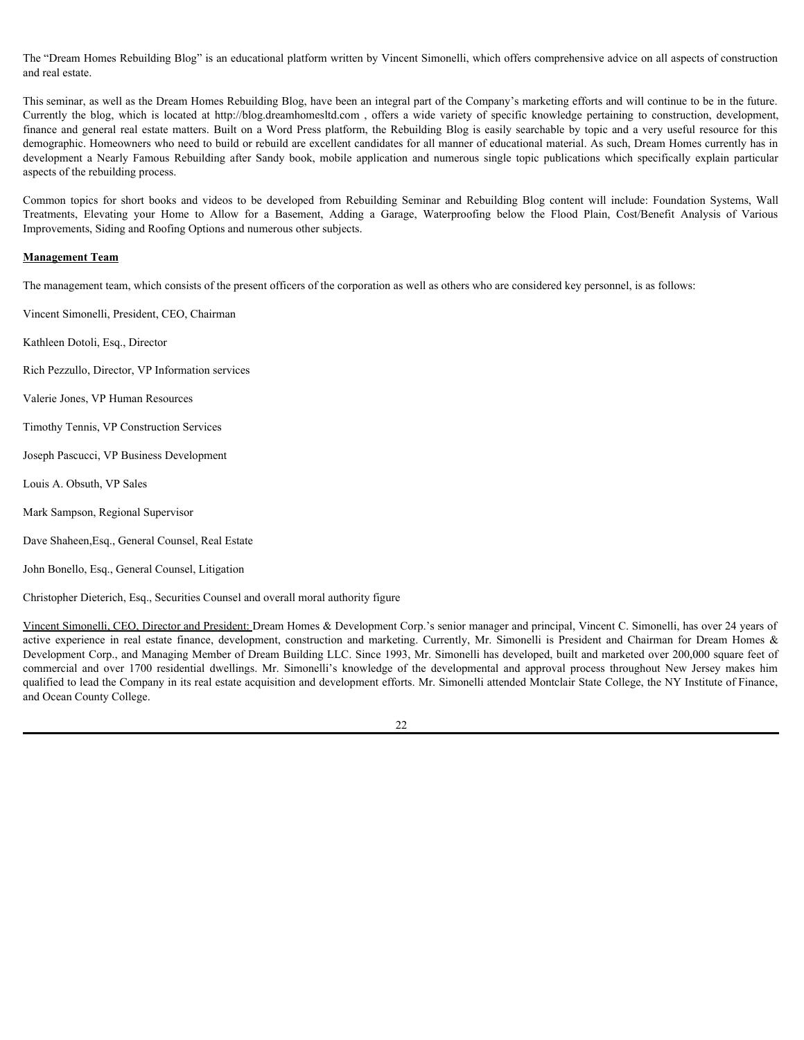The "Dream Homes Rebuilding Blog" is an educational platform written by Vincent Simonelli, which offers comprehensive advice on all aspects of construction and real estate.

This seminar, as well as the Dream Homes Rebuilding Blog, have been an integral part of the Company's marketing efforts and will continue to be in the future. Currently the blog, which is located at http://blog.dreamhomesltd.com , offers a wide variety of specific knowledge pertaining to construction, development, finance and general real estate matters. Built on a Word Press platform, the Rebuilding Blog is easily searchable by topic and a very useful resource for this demographic. Homeowners who need to build or rebuild are excellent candidates for all manner of educational material. As such, Dream Homes currently has in development a Nearly Famous Rebuilding after Sandy book, mobile application and numerous single topic publications which specifically explain particular aspects of the rebuilding process.

Common topics for short books and videos to be developed from Rebuilding Seminar and Rebuilding Blog content will include: Foundation Systems, Wall Treatments, Elevating your Home to Allow for a Basement, Adding a Garage, Waterproofing below the Flood Plain, Cost/Benefit Analysis of Various Improvements, Siding and Roofing Options and numerous other subjects.

**Management Team**

The management team, which consists of the present officers of the corporation as well as others who are considered key personnel, is as follows:

Vincent Simonelli, President, CEO, Chairman

Kathleen Dotoli, Esq., Director

Rich Pezzullo, Director, VP Information services

Valerie Jones, VP Human Resources

Timothy Tennis, VP Construction Services

Joseph Pascucci, VP Business Development

Louis A. Obsuth, VP Sales

Mark Sampson, Regional Supervisor

Dave Shaheen,Esq., General Counsel, Real Estate

John Bonello, Esq., General Counsel, Litigation

Christopher Dieterich, Esq., Securities Counsel and overall moral authority figure

Vincent Simonelli, CEO, Director and President: Dream Homes & Development Corp.'s senior manager and principal, Vincent C. Simonelli, has over 24 years of active experience in real estate finance, development, construction and marketing. Currently, Mr. Simonelli is President and Chairman for Dream Homes & Development Corp., and Managing Member of Dream Building LLC. Since 1993, Mr. Simonelli has developed, built and marketed over 200,000 square feet of commercial and over 1700 residential dwellings. Mr. Simonelli's knowledge of the developmental and approval process throughout New Jersey makes him qualified to lead the Company in its real estate acquisition and development efforts. Mr. Simonelli attended Montclair State College, the NY Institute of Finance, and Ocean County College.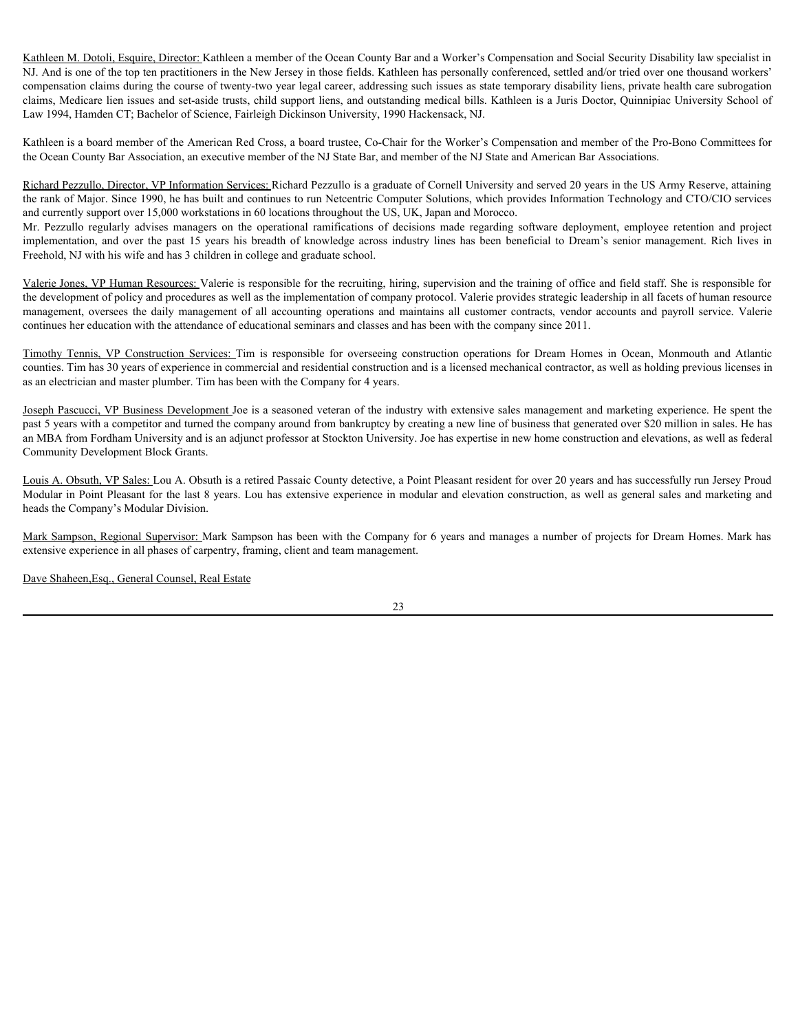Kathleen M. Dotoli, Esquire, Director: Kathleen a member of the Ocean County Bar and a Worker's Compensation and Social Security Disability law specialist in NJ. And is one of the top ten practitioners in the New Jersey in those fields. Kathleen has personally conferenced, settled and/or tried over one thousand workers' compensation claims during the course of twenty-two year legal career, addressing such issues as state temporary disability liens, private health care subrogation claims, Medicare lien issues and set-aside trusts, child support liens, and outstanding medical bills. Kathleen is a Juris Doctor, Quinnipiac University School of Law 1994, Hamden CT; Bachelor of Science, Fairleigh Dickinson University, 1990 Hackensack, NJ.

Kathleen is a board member of the American Red Cross, a board trustee, Co-Chair for the Worker's Compensation and member of the Pro-Bono Committees for the Ocean County Bar Association, an executive member of the NJ State Bar, and member of the NJ State and American Bar Associations.

Richard Pezzullo, Director, VP Information Services: Richard Pezzullo is a graduate of Cornell University and served 20 years in the US Army Reserve, attaining the rank of Major. Since 1990, he has built and continues to run Netcentric Computer Solutions, which provides Information Technology and CTO/CIO services and currently support over 15,000 workstations in 60 locations throughout the US, UK, Japan and Morocco.
Mr. Pezzullo regularly advises managers on the operational ramifications of decisions made regarding software deployment, employee retention and project implementation, and over the past 15 years his breadth of knowledge across industry lines has been beneficial to Dream's senior management. Rich lives in Freehold, NJ with his wife and has 3 children in college and graduate school.

Valerie Jones, VP Human Resources: Valerie is responsible for the recruiting, hiring, supervision and the training of office and field staff. She is responsible for the development of policy and procedures as well as the implementation of company protocol. Valerie provides strategic leadership in all facets of human resource management, oversees the daily management of all accounting operations and maintains all customer contracts, vendor accounts and payroll service. Valerie continues her education with the attendance of educational seminars and classes and has been with the company since 2011.

Timothy Tennis, VP Construction Services: Tim is responsible for overseeing construction operations for Dream Homes in Ocean, Monmouth and Atlantic counties. Tim has 30 years of experience in commercial and residential construction and is a licensed mechanical contractor, as well as holding previous licenses in as an electrician and master plumber. Tim has been with the Company for 4 years.

Joseph Pascucci, VP Business Development Joe is a seasoned veteran of the industry with extensive sales management and marketing experience. He spent the past 5 years with a competitor and turned the company around from bankruptcy by creating a new line of business that generated over $20 million in sales. He has an MBA from Fordham University and is an adjunct professor at Stockton University. Joe has expertise in new home construction and elevations, as well as federal Community Development Block Grants.

Louis A. Obsuth, VP Sales: Lou A. Obsuth is a retired Passaic County detective, a Point Pleasant resident for over 20 years and has successfully run Jersey Proud Modular in Point Pleasant for the last 8 years. Lou has extensive experience in modular and elevation construction, as well as general sales and marketing and heads the Company's Modular Division.

Mark Sampson, Regional Supervisor: Mark Sampson has been with the Company for 6 years and manages a number of projects for Dream Homes. Mark has extensive experience in all phases of carpentry, framing, client and team management.

Dave Shaheen,Esq., General Counsel, Real Estate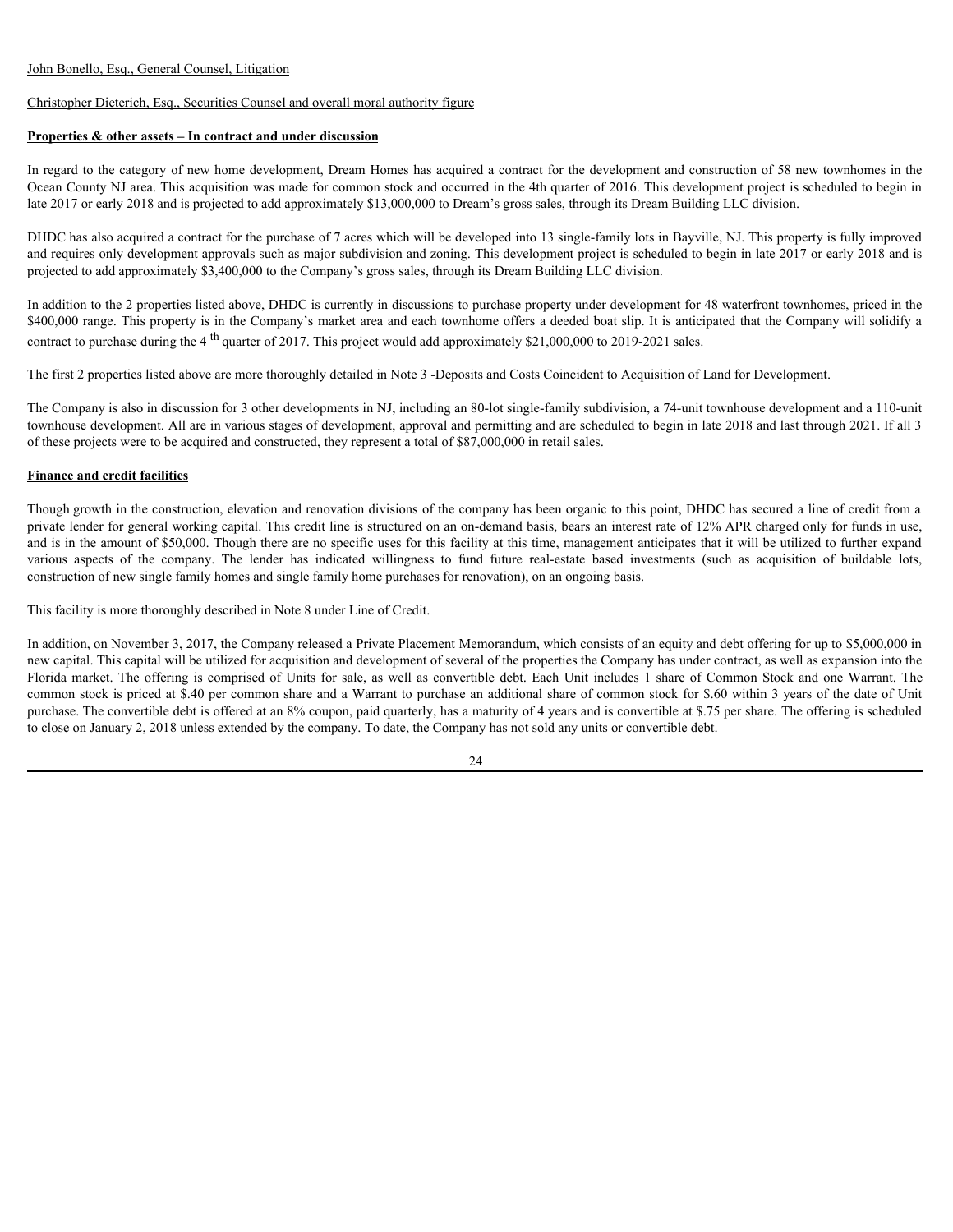John Bonello, Esq., General Counsel, Litigation

Christopher Dieterich, Esq., Securities Counsel and overall moral authority figure

**Properties & other assets – In contract and under discussion**

In regard to the category of new home development, Dream Homes has acquired a contract for the development and construction of 58 new townhomes in the Ocean County NJ area. This acquisition was made for common stock and occurred in the 4th quarter of 2016. This development project is scheduled to begin in late 2017 or early 2018 and is projected to add approximately $13,000,000 to Dream's gross sales, through its Dream Building LLC division.

DHDC has also acquired a contract for the purchase of 7 acres which will be developed into 13 single-family lots in Bayville, NJ. This property is fully improved and requires only development approvals such as major subdivision and zoning. This development project is scheduled to begin in late 2017 or early 2018 and is projected to add approximately $3,400,000 to the Company's gross sales, through its Dream Building LLC division.

In addition to the 2 properties listed above, DHDC is currently in discussions to purchase property under development for 48 waterfront townhomes, priced in the $400,000 range. This property is in the Company's market area and each townhome offers a deeded boat slip. It is anticipated that the Company will solidify a contract to purchase during the 4 th quarter of 2017. This project would add approximately $21,000,000 to 2019-2021 sales.

The first 2 properties listed above are more thoroughly detailed in Note 3 -Deposits and Costs Coincident to Acquisition of Land for Development.

The Company is also in discussion for 3 other developments in NJ, including an 80-lot single-family subdivision, a 74-unit townhouse development and a 110-unit townhouse development. All are in various stages of development, approval and permitting and are scheduled to begin in late 2018 and last through 2021. If all 3 of these projects were to be acquired and constructed, they represent a total of $87,000,000 in retail sales.

**Finance and credit facilities**

Though growth in the construction, elevation and renovation divisions of the company has been organic to this point, DHDC has secured a line of credit from a private lender for general working capital. This credit line is structured on an on-demand basis, bears an interest rate of 12% APR charged only for funds in use, and is in the amount of $50,000. Though there are no specific uses for this facility at this time, management anticipates that it will be utilized to further expand various aspects of the company. The lender has indicated willingness to fund future real-estate based investments (such as acquisition of buildable lots, construction of new single family homes and single family home purchases for renovation), on an ongoing basis.

This facility is more thoroughly described in Note 8 under Line of Credit.

In addition, on November 3, 2017, the Company released a Private Placement Memorandum, which consists of an equity and debt offering for up to $5,000,000 in new capital. This capital will be utilized for acquisition and development of several of the properties the Company has under contract, as well as expansion into the Florida market. The offering is comprised of Units for sale, as well as convertible debt. Each Unit includes 1 share of Common Stock and one Warrant. The common stock is priced at $.40 per common share and a Warrant to purchase an additional share of common stock for $.60 within 3 years of the date of Unit purchase. The convertible debt is offered at an 8% coupon, paid quarterly, has a maturity of 4 years and is convertible at $.75 per share. The offering is scheduled to close on January 2, 2018 unless extended by the company. To date, the Company has not sold any units or convertible debt.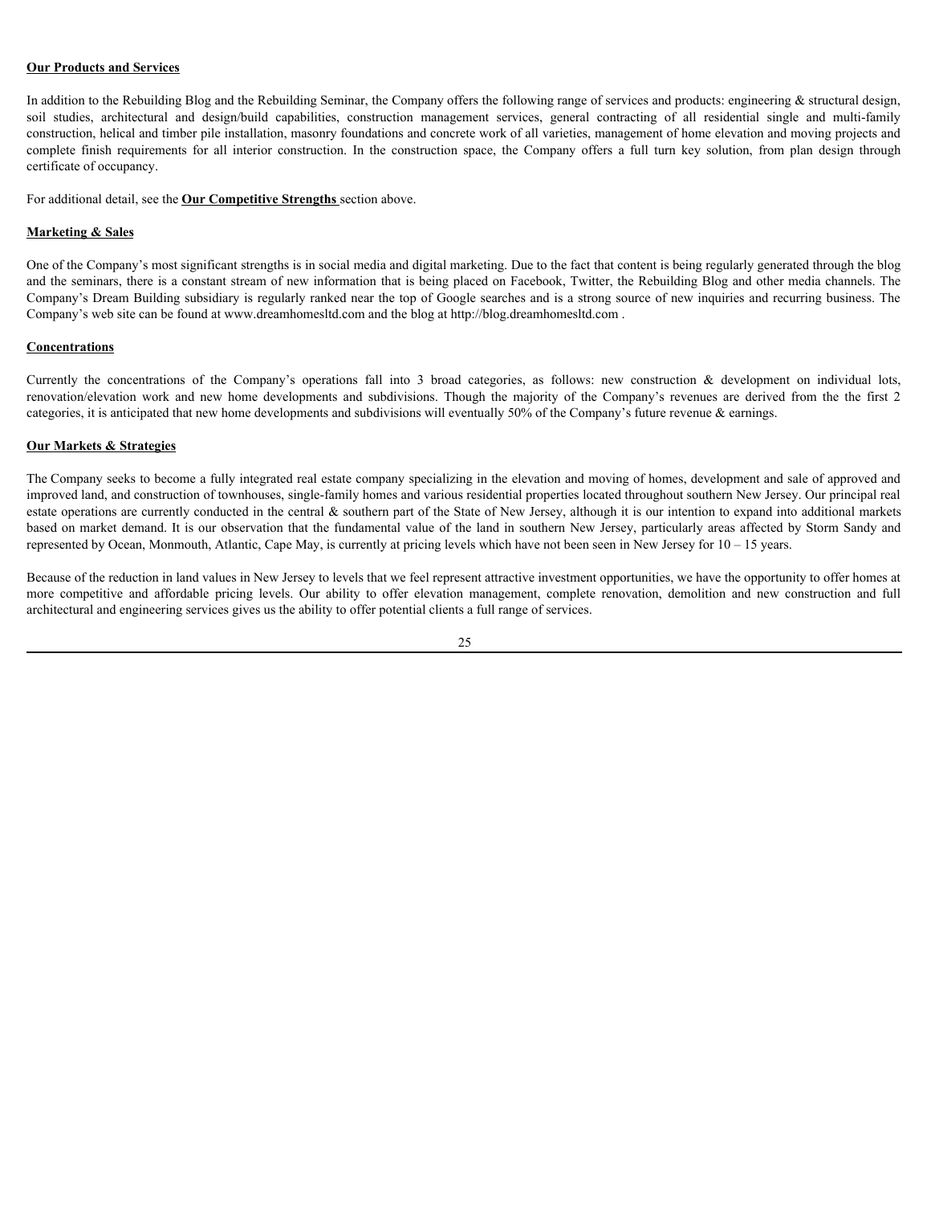**Our Products and Services**

In addition to the Rebuilding Blog and the Rebuilding Seminar, the Company offers the following range of services and products: engineering & structural design, soil studies, architectural and design/build capabilities, construction management services, general contracting of all residential single and multi-family construction, helical and timber pile installation, masonry foundations and concrete work of all varieties, management of home elevation and moving projects and complete finish requirements for all interior construction. In the construction space, the Company offers a full turn key solution, from plan design through certificate of occupancy.

For additional detail, see the **Our Competitive Strengths** section above.

**Marketing & Sales**

One of the Company's most significant strengths is in social media and digital marketing. Due to the fact that content is being regularly generated through the blog and the seminars, there is a constant stream of new information that is being placed on Facebook, Twitter, the Rebuilding Blog and other media channels. The Company's Dream Building subsidiary is regularly ranked near the top of Google searches and is a strong source of new inquiries and recurring business. The Company's web site can be found at www.dreamhomesltd.com and the blog at http://blog.dreamhomesltd.com .

**Concentrations**

Currently the concentrations of the Company's operations fall into 3 broad categories, as follows: new construction & development on individual lots, renovation/elevation work and new home developments and subdivisions. Though the majority of the Company's revenues are derived from the the first 2 categories, it is anticipated that new home developments and subdivisions will eventually 50% of the Company's future revenue & earnings.

**Our Markets & Strategies**

The Company seeks to become a fully integrated real estate company specializing in the elevation and moving of homes, development and sale of approved and improved land, and construction of townhouses, single-family homes and various residential properties located throughout southern New Jersey. Our principal real estate operations are currently conducted in the central & southern part of the State of New Jersey, although it is our intention to expand into additional markets based on market demand. It is our observation that the fundamental value of the land in southern New Jersey, particularly areas affected by Storm Sandy and represented by Ocean, Monmouth, Atlantic, Cape May, is currently at pricing levels which have not been seen in New Jersey for 10 – 15 years.

Because of the reduction in land values in New Jersey to levels that we feel represent attractive investment opportunities, we have the opportunity to offer homes at more competitive and affordable pricing levels. Our ability to offer elevation management, complete renovation, demolition and new construction and full architectural and engineering services gives us the ability to offer potential clients a full range of services.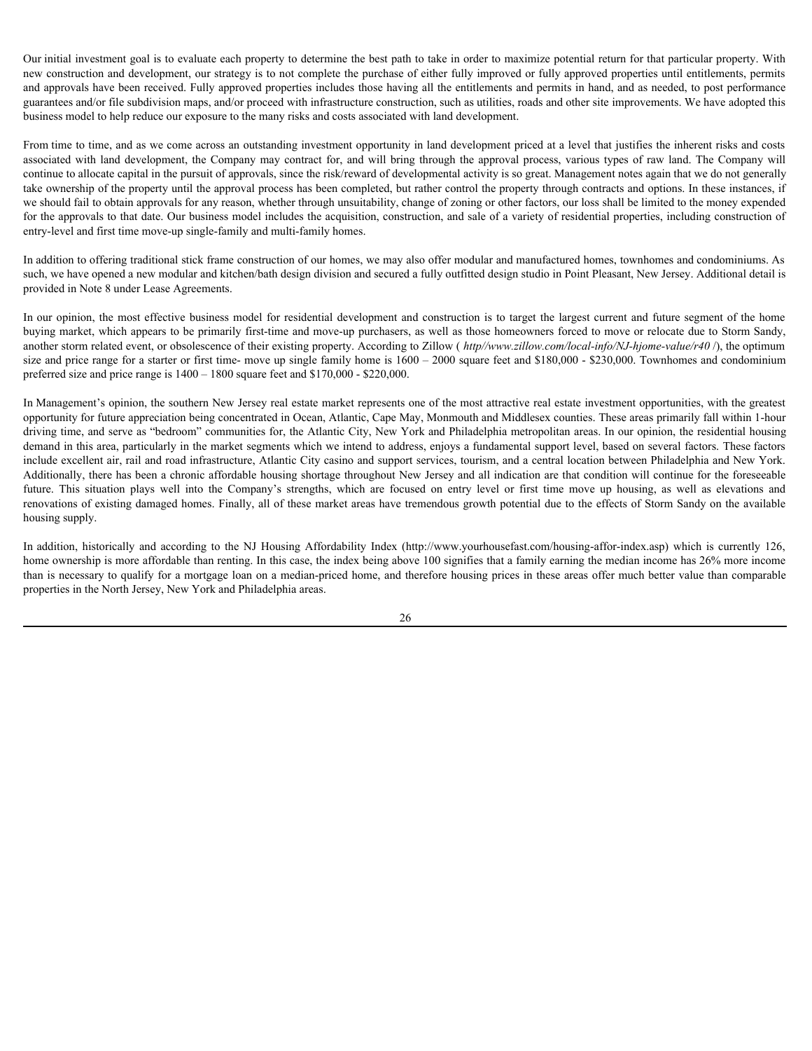Our initial investment goal is to evaluate each property to determine the best path to take in order to maximize potential return for that particular property. With new construction and development, our strategy is to not complete the purchase of either fully improved or fully approved properties until entitlements, permits and approvals have been received. Fully approved properties includes those having all the entitlements and permits in hand, and as needed, to post performance guarantees and/or file subdivision maps, and/or proceed with infrastructure construction, such as utilities, roads and other site improvements. We have adopted this business model to help reduce our exposure to the many risks and costs associated with land development.

From time to time, and as we come across an outstanding investment opportunity in land development priced at a level that justifies the inherent risks and costs associated with land development, the Company may contract for, and will bring through the approval process, various types of raw land. The Company will continue to allocate capital in the pursuit of approvals, since the risk/reward of developmental activity is so great. Management notes again that we do not generally take ownership of the property until the approval process has been completed, but rather control the property through contracts and options. In these instances, if we should fail to obtain approvals for any reason, whether through unsuitability, change of zoning or other factors, our loss shall be limited to the money expended for the approvals to that date. Our business model includes the acquisition, construction, and sale of a variety of residential properties, including construction of entry-level and first time move-up single-family and multi-family homes.

In addition to offering traditional stick frame construction of our homes, we may also offer modular and manufactured homes, townhomes and condominiums. As such, we have opened a new modular and kitchen/bath design division and secured a fully outfitted design studio in Point Pleasant, New Jersey. Additional detail is provided in Note 8 under Lease Agreements.

In our opinion, the most effective business model for residential development and construction is to target the largest current and future segment of the home buying market, which appears to be primarily first-time and move-up purchasers, as well as those homeowners forced to move or relocate due to Storm Sandy, another storm related event, or obsolescence of their existing property. According to Zillow ( *http//www.zillow.com/local-info/NJ-hjome-value/r40* /), the optimum size and price range for a starter or first time- move up single family home is 1600 – 2000 square feet and $180,000 - $230,000. Townhomes and condominium preferred size and price range is 1400 – 1800 square feet and $170,000 - $220,000.

In Management's opinion, the southern New Jersey real estate market represents one of the most attractive real estate investment opportunities, with the greatest opportunity for future appreciation being concentrated in Ocean, Atlantic, Cape May, Monmouth and Middlesex counties. These areas primarily fall within 1-hour driving time, and serve as "bedroom" communities for, the Atlantic City, New York and Philadelphia metropolitan areas. In our opinion, the residential housing demand in this area, particularly in the market segments which we intend to address, enjoys a fundamental support level, based on several factors. These factors include excellent air, rail and road infrastructure, Atlantic City casino and support services, tourism, and a central location between Philadelphia and New York. Additionally, there has been a chronic affordable housing shortage throughout New Jersey and all indication are that condition will continue for the foreseeable future. This situation plays well into the Company's strengths, which are focused on entry level or first time move up housing, as well as elevations and renovations of existing damaged homes. Finally, all of these market areas have tremendous growth potential due to the effects of Storm Sandy on the available housing supply.

In addition, historically and according to the NJ Housing Affordability Index (http://www.yourhousefast.com/housing-affor-index.asp) which is currently 126, home ownership is more affordable than renting. In this case, the index being above 100 signifies that a family earning the median income has 26% more income than is necessary to qualify for a mortgage loan on a median-priced home, and therefore housing prices in these areas offer much better value than comparable properties in the North Jersey, New York and Philadelphia areas.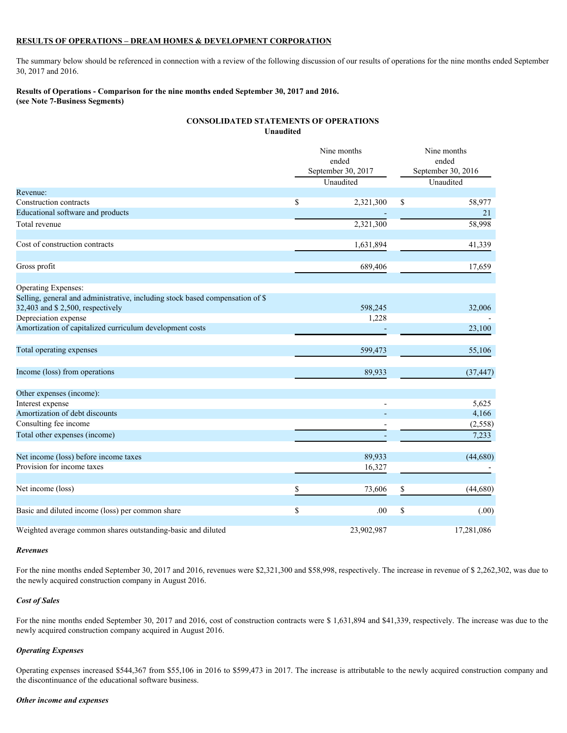**RESULTS OF OPERATIONS – DREAM HOMES & DEVELOPMENT CORPORATION**

The summary below should be referenced in connection with a review of the following discussion of our results of operations for the nine months ended September 30, 2017 and 2016.

**Results of Operations - Comparison for the nine months ended September 30, 2017 and 2016.**
**(see Note 7-Business Segments)**

**CONSOLIDATED STATEMENTS OF OPERATIONS**
**Unaudited**

| | Nine months ended September 30, 2017 Unaudited | Nine months ended September 30, 2016 Unaudited |
|---|---|---|
| Revenue: | | |
| Construction contracts | $ 2,321,300 | $ 58,977 |
| Educational software and products | - | 21 |
| Total revenue | 2,321,300 | 58,998 |
| | | |
| Cost of construction contracts | 1,631,894 | 41,339 |
| | | |
| Gross profit | 689,406 | 17,659 |
| | | |
| Operating Expenses: | | |
| Selling, general and administrative, including stock based compensation of $ 32,403 and $ 2,500, respectively | 598,245 | 32,006 |
| Depreciation expense | 1,228 | - |
| Amortization of capitalized curriculum development costs | - | 23,100 |
| | | |
| Total operating expenses | 599,473 | 55,106 |
| | | |
| Income (loss) from operations | 89,933 | (37,447) |
| | | |
| Other expenses (income): | | |
| Interest expense | - | 5,625 |
| Amortization of debt discounts | - | 4,166 |
| Consulting fee income | - | (2,558) |
| Total other expenses (income) | - | 7,233 |
| | | |
| Net income (loss) before income taxes | 89,933 | (44,680) |
| Provision for income taxes | 16,327 | - |
| | | |
| Net income (loss) | $ 73,606 | $ (44,680) |
| | | |
| Basic and diluted income (loss) per common share | $ .00 | $ (.00) |
| | | |
| Weighted average common shares outstanding-basic and diluted | 23,902,987 | 17,281,086 |

***Revenues***

For the nine months ended September 30, 2017 and 2016, revenues were $2,321,300 and $58,998, respectively. The increase in revenue of $ 2,262,302, was due to the newly acquired construction company in August 2016.

***Cost of Sales***

For the nine months ended September 30, 2017 and 2016, cost of construction contracts were $ 1,631,894 and $41,339, respectively. The increase was due to the newly acquired construction company acquired in August 2016.

***Operating Expenses***

Operating expenses increased $544,367 from $55,106 in 2016 to $599,473 in 2017. The increase is attributable to the newly acquired construction company and the discontinuance of the educational software business.

***Other income and expenses***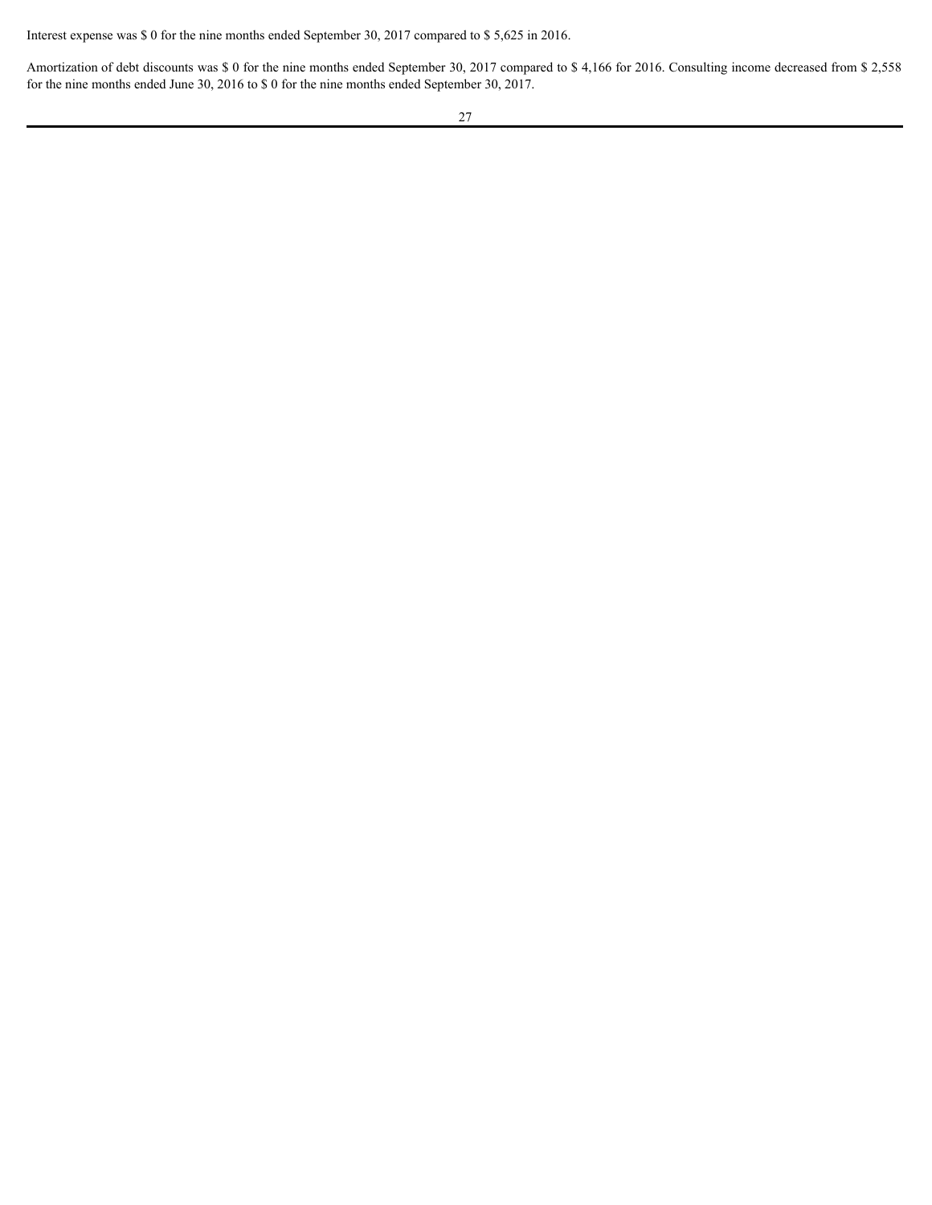Interest expense was $ 0 for the nine months ended September 30, 2017 compared to $ 5,625 in 2016.

Amortization of debt discounts was $ 0 for the nine months ended September 30, 2017 compared to $ 4,166 for 2016. Consulting income decreased from $ 2,558 for the nine months ended June 30, 2016 to $ 0 for the nine months ended September 30, 2017.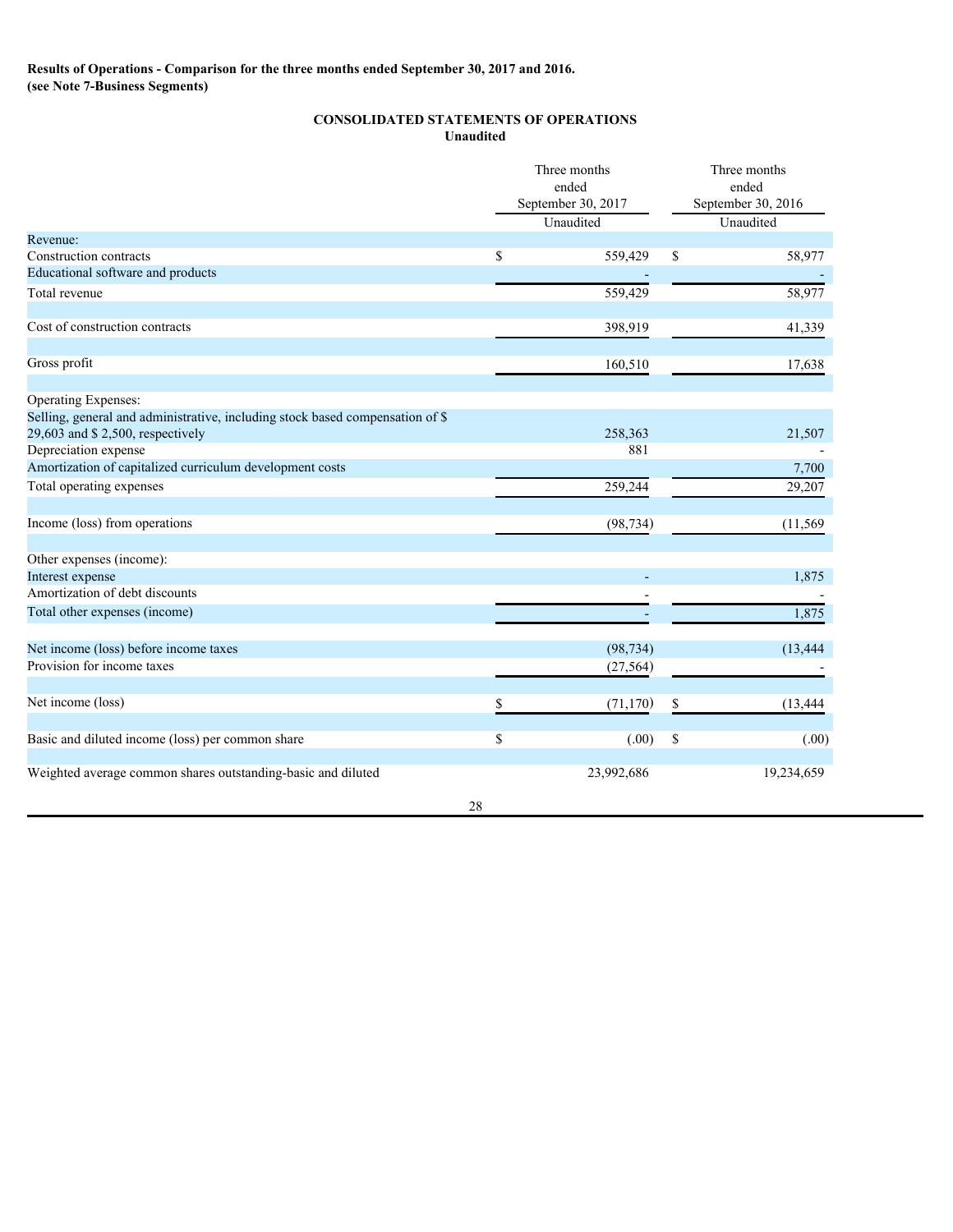**Results of Operations - Comparison for the three months ended September 30, 2017 and 2016.**
**(see Note 7-Business Segments)**

**CONSOLIDATED STATEMENTS OF OPERATIONS**
**Unaudited**

| | Three months ended September 30, 2017 Unaudited | Three months ended September 30, 2016 Unaudited |
|---|---|---|
| Revenue: | | |
| Construction contracts | $ 559,429 | $ 58,977 |
| Educational software and products | - | - |
| Total revenue | 559,429 | 58,977 |
| | | |
| Cost of construction contracts | 398,919 | 41,339 |
| | | |
| Gross profit | 160,510 | 17,638 |
| | | |
| Operating Expenses: | | |
| Selling, general and administrative, including stock based compensation of $ 29,603 and $ 2,500, respectively | 258,363 | 21,507 |
| Depreciation expense | 881 | - |
| Amortization of capitalized curriculum development costs | | 7,700 |
| Total operating expenses | 259,244 | 29,207 |
| | | |
| Income (loss) from operations | (98,734) | (11,569 |
| | | |
| Other expenses (income): | | |
| Interest expense | - | 1,875 |
| Amortization of debt discounts | - | - |
| Total other expenses (income) | - | 1,875 |
| | | |
| Net income (loss) before income taxes | (98,734) | (13,444 |
| Provision for income taxes | (27,564) | - |
| | | |
| Net income (loss) | $ (71,170) | $ (13,444 |
| | | |
| Basic and diluted income (loss) per common share | $ (.00) | $ (.00) |
| | | |
| Weighted average common shares outstanding-basic and diluted | 23,992,686 | 19,234,659 |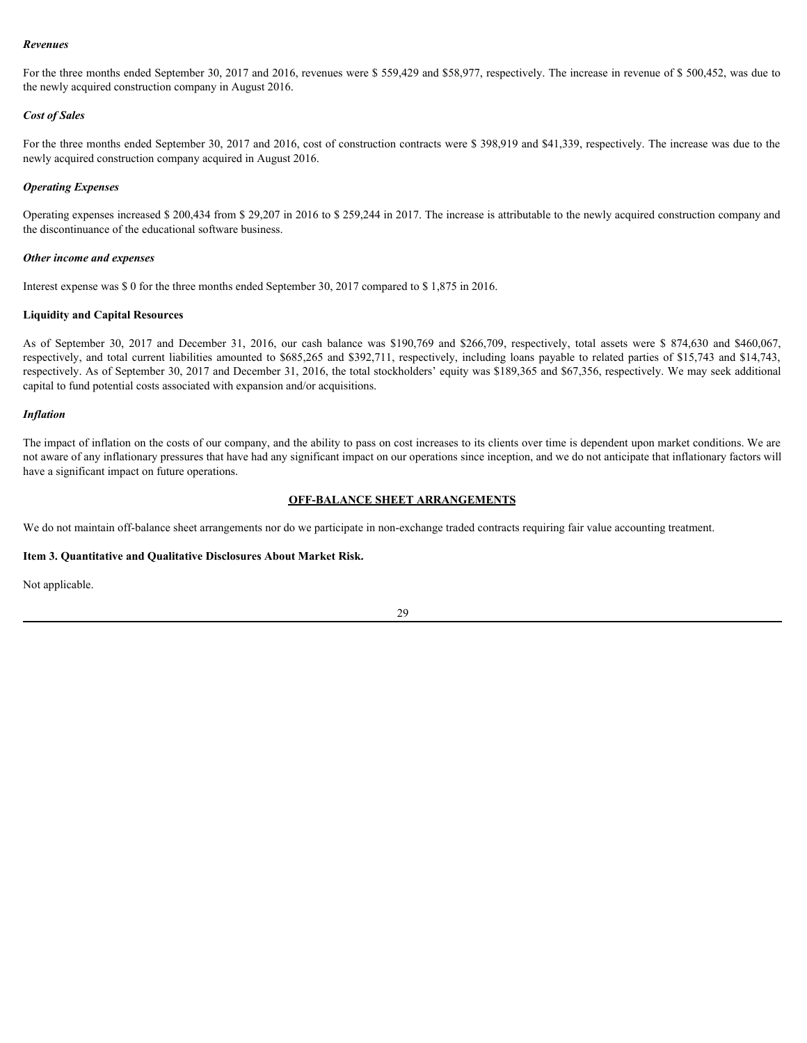***Revenues***

For the three months ended September 30, 2017 and 2016, revenues were $ 559,429 and $58,977, respectively. The increase in revenue of $ 500,452, was due to the newly acquired construction company in August 2016.

***Cost of Sales***

For the three months ended September 30, 2017 and 2016, cost of construction contracts were $ 398,919 and $41,339, respectively. The increase was due to the newly acquired construction company acquired in August 2016.

***Operating Expenses***

Operating expenses increased $ 200,434 from $ 29,207 in 2016 to $ 259,244 in 2017. The increase is attributable to the newly acquired construction company and the discontinuance of the educational software business.

***Other income and expenses***

Interest expense was $ 0 for the three months ended September 30, 2017 compared to $ 1,875 in 2016.

**Liquidity and Capital Resources**

As of September 30, 2017 and December 31, 2016, our cash balance was $190,769 and $266,709, respectively, total assets were $ 874,630 and $460,067, respectively, and total current liabilities amounted to $685,265 and $392,711, respectively, including loans payable to related parties of $15,743 and $14,743, respectively. As of September 30, 2017 and December 31, 2016, the total stockholders' equity was $189,365 and $67,356, respectively. We may seek additional capital to fund potential costs associated with expansion and/or acquisitions.

***Inflation***

The impact of inflation on the costs of our company, and the ability to pass on cost increases to its clients over time is dependent upon market conditions. We are not aware of any inflationary pressures that have had any significant impact on our operations since inception, and we do not anticipate that inflationary factors will have a significant impact on future operations.

**OFF-BALANCE SHEET ARRANGEMENTS**

We do not maintain off-balance sheet arrangements nor do we participate in non-exchange traded contracts requiring fair value accounting treatment.

**Item 3. Quantitative and Qualitative Disclosures About Market Risk.**

Not applicable.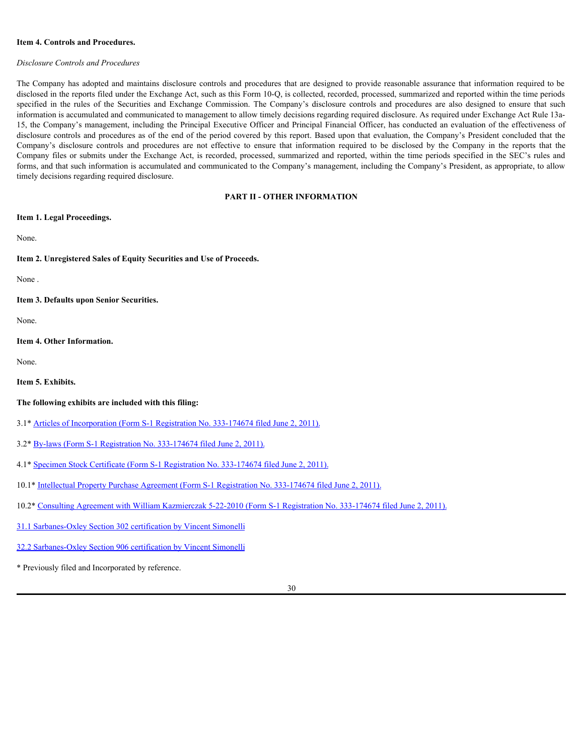**Item 4. Controls and Procedures.**

*Disclosure Controls and Procedures*

The Company has adopted and maintains disclosure controls and procedures that are designed to provide reasonable assurance that information required to be disclosed in the reports filed under the Exchange Act, such as this Form 10-Q, is collected, recorded, processed, summarized and reported within the time periods specified in the rules of the Securities and Exchange Commission. The Company's disclosure controls and procedures are also designed to ensure that such information is accumulated and communicated to management to allow timely decisions regarding required disclosure. As required under Exchange Act Rule 13a-15, the Company's management, including the Principal Executive Officer and Principal Financial Officer, has conducted an evaluation of the effectiveness of disclosure controls and procedures as of the end of the period covered by this report. Based upon that evaluation, the Company's President concluded that the Company's disclosure controls and procedures are not effective to ensure that information required to be disclosed by the Company in the reports that the Company files or submits under the Exchange Act, is recorded, processed, summarized and reported, within the time periods specified in the SEC's rules and forms, and that such information is accumulated and communicated to the Company's management, including the Company's President, as appropriate, to allow timely decisions regarding required disclosure.

## PART II - OTHER INFORMATION

**Item 1. Legal Proceedings.**

None.

**Item 2. Unregistered Sales of Equity Securities and Use of Proceeds.**

None .

**Item 3. Defaults upon Senior Securities.**

None.

**Item 4. Other Information.**

None.

**Item 5. Exhibits.**

**The following exhibits are included with this filing:**

3.1* Articles of Incorporation (Form S-1 Registration No. 333-174674 filed June 2, 2011).

3.2* By-laws (Form S-1 Registration No. 333-174674 filed June 2, 2011).

4.1* Specimen Stock Certificate (Form S-1 Registration No. 333-174674 filed June 2, 2011).

10.1* Intellectual Property Purchase Agreement (Form S-1 Registration No. 333-174674 filed June 2, 2011).

10.2* Consulting Agreement with William Kazmierczak 5-22-2010 (Form S-1 Registration No. 333-174674 filed June 2, 2011).

31.1 Sarbanes-Oxley Section 302 certification by Vincent Simonelli

32.2 Sarbanes-Oxley Section 906 certification by Vincent Simonelli

* Previously filed and Incorporated by reference.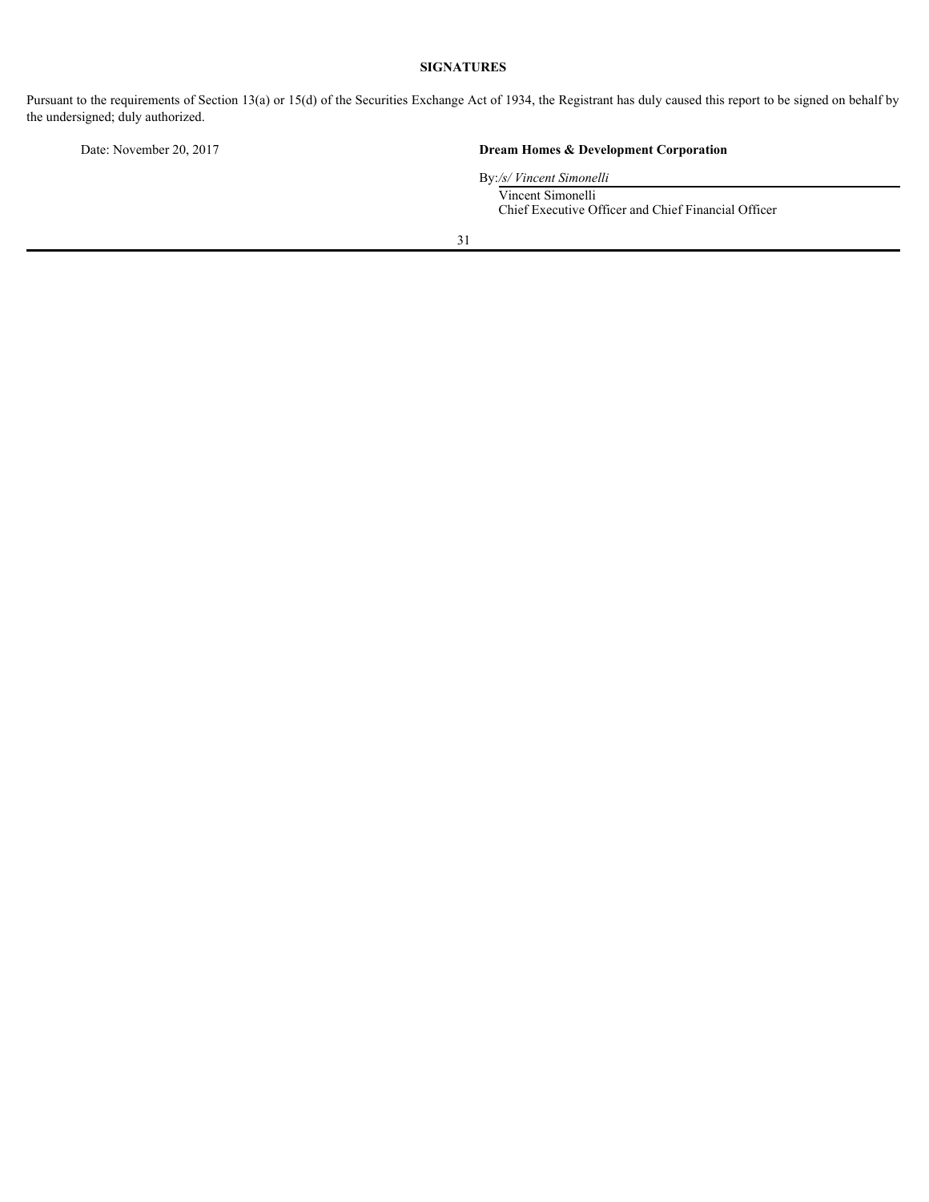**SIGNATURES**

Pursuant to the requirements of Section 13(a) or 15(d) of the Securities Exchange Act of 1934, the Registrant has duly caused this report to be signed on behalf by the undersigned; duly authorized.

Date: November 20, 2017

**Dream Homes & Development Corporation**

By: */s/ Vincent Simonelli*

Vincent Simonelli
Chief Executive Officer and Chief Financial Officer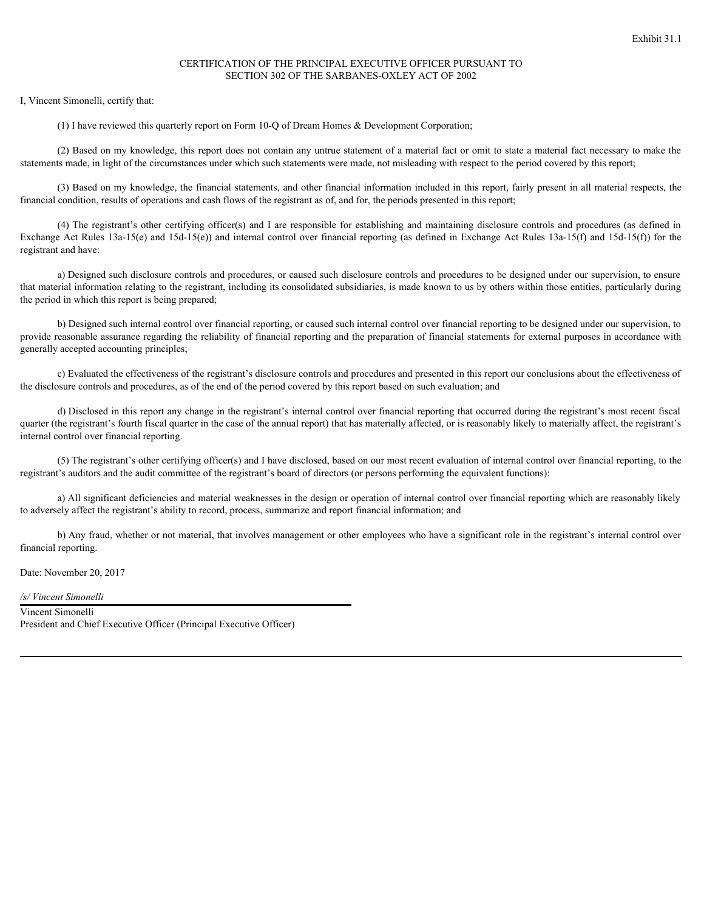Exhibit 31.1

# CERTIFICATION OF THE PRINCIPAL EXECUTIVE OFFICER PURSUANT TO SECTION 302 OF THE SARBANES-OXLEY ACT OF 2002

I, Vincent Simonelli, certify that:

(1) I have reviewed this quarterly report on Form 10-Q of Dream Homes & Development Corporation;

(2) Based on my knowledge, this report does not contain any untrue statement of a material fact or omit to state a material fact necessary to make the statements made, in light of the circumstances under which such statements were made, not misleading with respect to the period covered by this report;

(3) Based on my knowledge, the financial statements, and other financial information included in this report, fairly present in all material respects, the financial condition, results of operations and cash flows of the registrant as of, and for, the periods presented in this report;

(4) The registrant's other certifying officer(s) and I are responsible for establishing and maintaining disclosure controls and procedures (as defined in Exchange Act Rules 13a-15(e) and 15d-15(e)) and internal control over financial reporting (as defined in Exchange Act Rules 13a-15(f) and 15d-15(f)) for the registrant and have:

a) Designed such disclosure controls and procedures, or caused such disclosure controls and procedures to be designed under our supervision, to ensure that material information relating to the registrant, including its consolidated subsidiaries, is made known to us by others within those entities, particularly during the period in which this report is being prepared;

b) Designed such internal control over financial reporting, or caused such internal control over financial reporting to be designed under our supervision, to provide reasonable assurance regarding the reliability of financial reporting and the preparation of financial statements for external purposes in accordance with generally accepted accounting principles;

c) Evaluated the effectiveness of the registrant's disclosure controls and procedures and presented in this report our conclusions about the effectiveness of the disclosure controls and procedures, as of the end of the period covered by this report based on such evaluation; and

d) Disclosed in this report any change in the registrant's internal control over financial reporting that occurred during the registrant's most recent fiscal quarter (the registrant's fourth fiscal quarter in the case of the annual report) that has materially affected, or is reasonably likely to materially affect, the registrant's internal control over financial reporting.

(5) The registrant's other certifying officer(s) and I have disclosed, based on our most recent evaluation of internal control over financial reporting, to the registrant's auditors and the audit committee of the registrant's board of directors (or persons performing the equivalent functions):

a) All significant deficiencies and material weaknesses in the design or operation of internal control over financial reporting which are reasonably likely to adversely affect the registrant's ability to record, process, summarize and report financial information; and

b) Any fraud, whether or not material, that involves management or other employees who have a significant role in the registrant's internal control over financial reporting.

Date: November 20, 2017

*/s/ Vincent Simonelli*

Vincent Simonelli
President and Chief Executive Officer (Principal Executive Officer)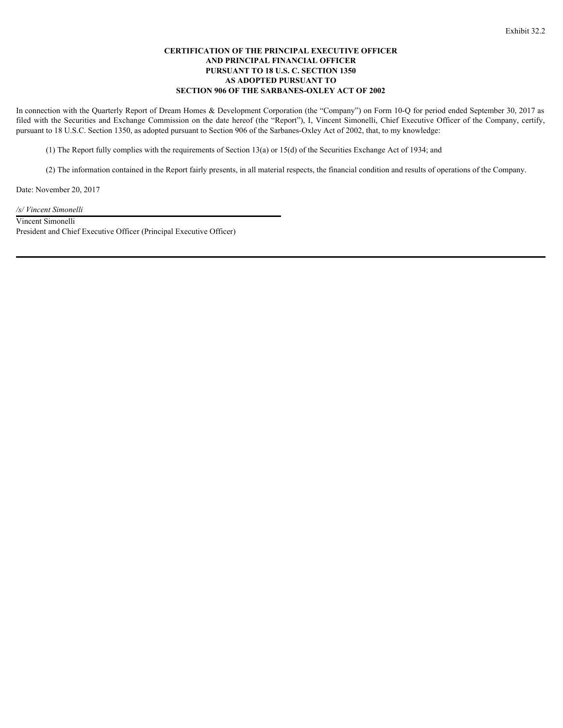Exhibit 32.2

**CERTIFICATION OF THE PRINCIPAL EXECUTIVE OFFICER**
**AND PRINCIPAL FINANCIAL OFFICER**
**PURSUANT TO 18 U.S. C. SECTION 1350**
**AS ADOPTED PURSUANT TO**
**SECTION 906 OF THE SARBANES-OXLEY ACT OF 2002**

In connection with the Quarterly Report of Dream Homes & Development Corporation (the "Company") on Form 10-Q for period ended September 30, 2017 as filed with the Securities and Exchange Commission on the date hereof (the "Report"), I, Vincent Simonelli, Chief Executive Officer of the Company, certify, pursuant to 18 U.S.C. Section 1350, as adopted pursuant to Section 906 of the Sarbanes-Oxley Act of 2002, that, to my knowledge:

(1) The Report fully complies with the requirements of Section 13(a) or 15(d) of the Securities Exchange Act of 1934; and

(2) The information contained in the Report fairly presents, in all material respects, the financial condition and results of operations of the Company.

Date: November 20, 2017

*/s/ Vincent Simonelli*

Vincent Simonelli
President and Chief Executive Officer (Principal Executive Officer)